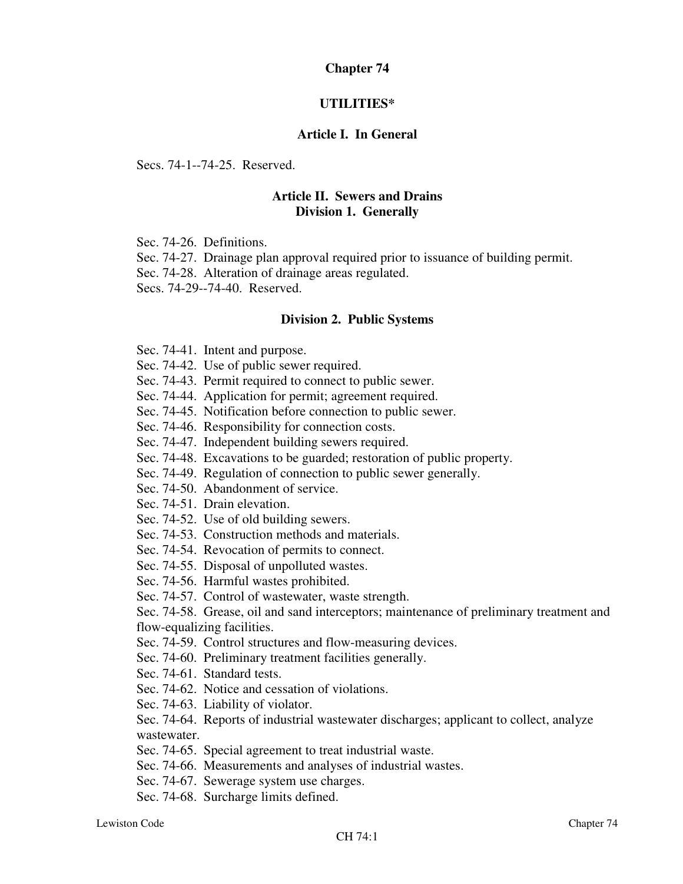# Chapter 74

## UTILITIES*

### Article I. In General

Secs. 74-1--74-25. Reserved.

### Article II. Sewers and Drains

#### Division 1. Generally

Sec. 74-26. Definitions.
Sec. 74-27. Drainage plan approval required prior to issuance of building permit.
Sec. 74-28. Alteration of drainage areas regulated.
Secs. 74-29--74-40. Reserved.

#### Division 2. Public Systems

Sec. 74-41. Intent and purpose.
Sec. 74-42. Use of public sewer required.
Sec. 74-43. Permit required to connect to public sewer.
Sec. 74-44. Application for permit; agreement required.
Sec. 74-45. Notification before connection to public sewer.
Sec. 74-46. Responsibility for connection costs.
Sec. 74-47. Independent building sewers required.
Sec. 74-48. Excavations to be guarded; restoration of public property.
Sec. 74-49. Regulation of connection to public sewer generally.
Sec. 74-50. Abandonment of service.
Sec. 74-51. Drain elevation.
Sec. 74-52. Use of old building sewers.
Sec. 74-53. Construction methods and materials.
Sec. 74-54. Revocation of permits to connect.
Sec. 74-55. Disposal of unpolluted wastes.
Sec. 74-56. Harmful wastes prohibited.
Sec. 74-57. Control of wastewater, waste strength.
Sec. 74-58. Grease, oil and sand interceptors; maintenance of preliminary treatment and flow-equalizing facilities.
Sec. 74-59. Control structures and flow-measuring devices.
Sec. 74-60. Preliminary treatment facilities generally.
Sec. 74-61. Standard tests.
Sec. 74-62. Notice and cessation of violations.
Sec. 74-63. Liability of violator.
Sec. 74-64. Reports of industrial wastewater discharges; applicant to collect, analyze wastewater.
Sec. 74-65. Special agreement to treat industrial waste.
Sec. 74-66. Measurements and analyses of industrial wastes.
Sec. 74-67. Sewerage system use charges.
Sec. 74-68. Surcharge limits defined.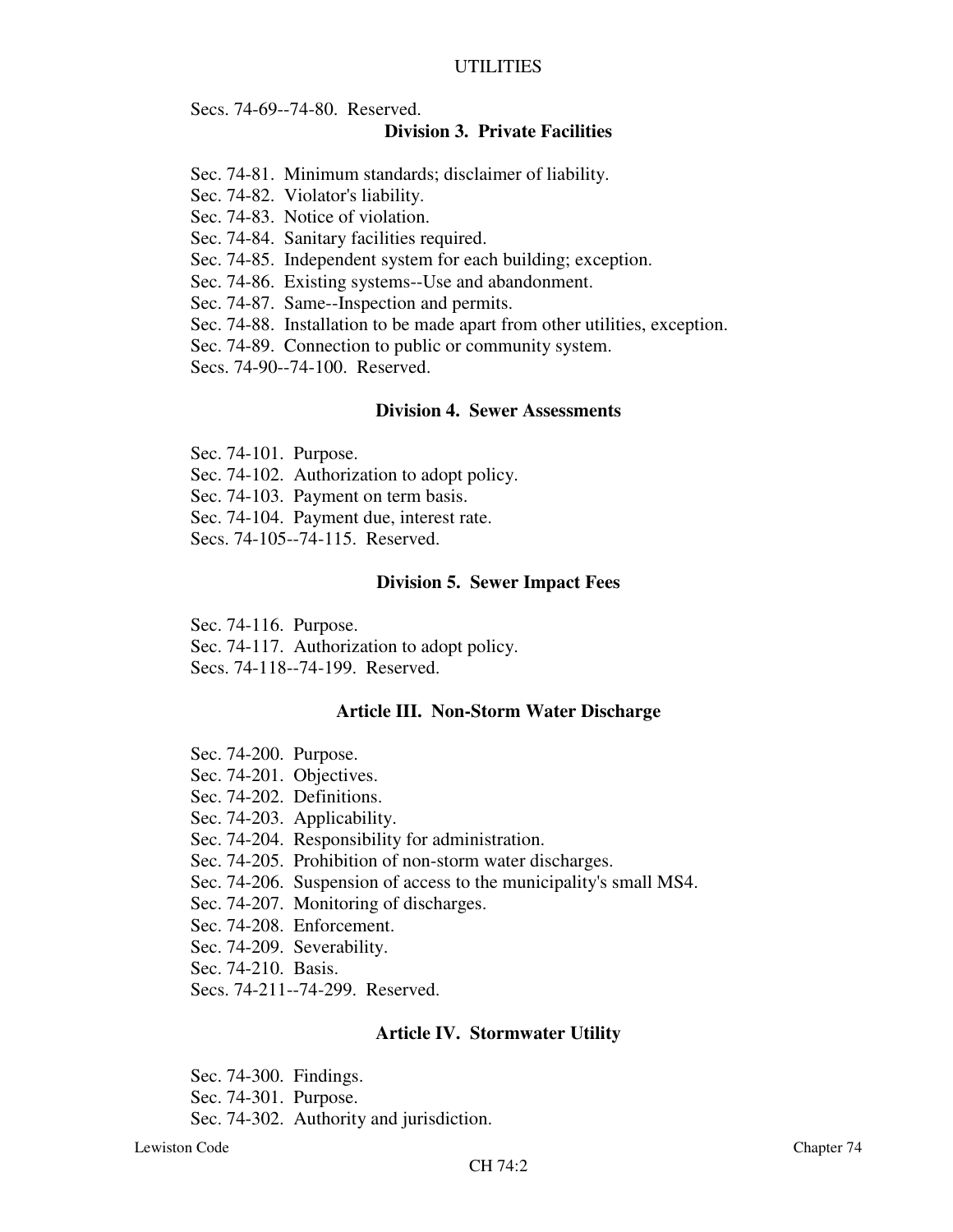Secs. 74-69--74-80. Reserved.

### Division 3. Private Facilities

Sec. 74-81. Minimum standards; disclaimer of liability.
Sec. 74-82. Violator's liability.
Sec. 74-83. Notice of violation.
Sec. 74-84. Sanitary facilities required.
Sec. 74-85. Independent system for each building; exception.
Sec. 74-86. Existing systems--Use and abandonment.
Sec. 74-87. Same--Inspection and permits.
Sec. 74-88. Installation to be made apart from other utilities, exception.
Sec. 74-89. Connection to public or community system.
Secs. 74-90--74-100. Reserved.

### Division 4. Sewer Assessments

Sec. 74-101. Purpose.
Sec. 74-102. Authorization to adopt policy.
Sec. 74-103. Payment on term basis.
Sec. 74-104. Payment due, interest rate.
Secs. 74-105--74-115. Reserved.

### Division 5. Sewer Impact Fees

Sec. 74-116. Purpose.
Sec. 74-117. Authorization to adopt policy.
Secs. 74-118--74-199. Reserved.

## Article III. Non-Storm Water Discharge

Sec. 74-200. Purpose.
Sec. 74-201. Objectives.
Sec. 74-202. Definitions.
Sec. 74-203. Applicability.
Sec. 74-204. Responsibility for administration.
Sec. 74-205. Prohibition of non-storm water discharges.
Sec. 74-206. Suspension of access to the municipality's small MS4.
Sec. 74-207. Monitoring of discharges.
Sec. 74-208. Enforcement.
Sec. 74-209. Severability.
Sec. 74-210. Basis.
Secs. 74-211--74-299. Reserved.

## Article IV. Stormwater Utility

Sec. 74-300. Findings.
Sec. 74-301. Purpose.
Sec. 74-302. Authority and jurisdiction.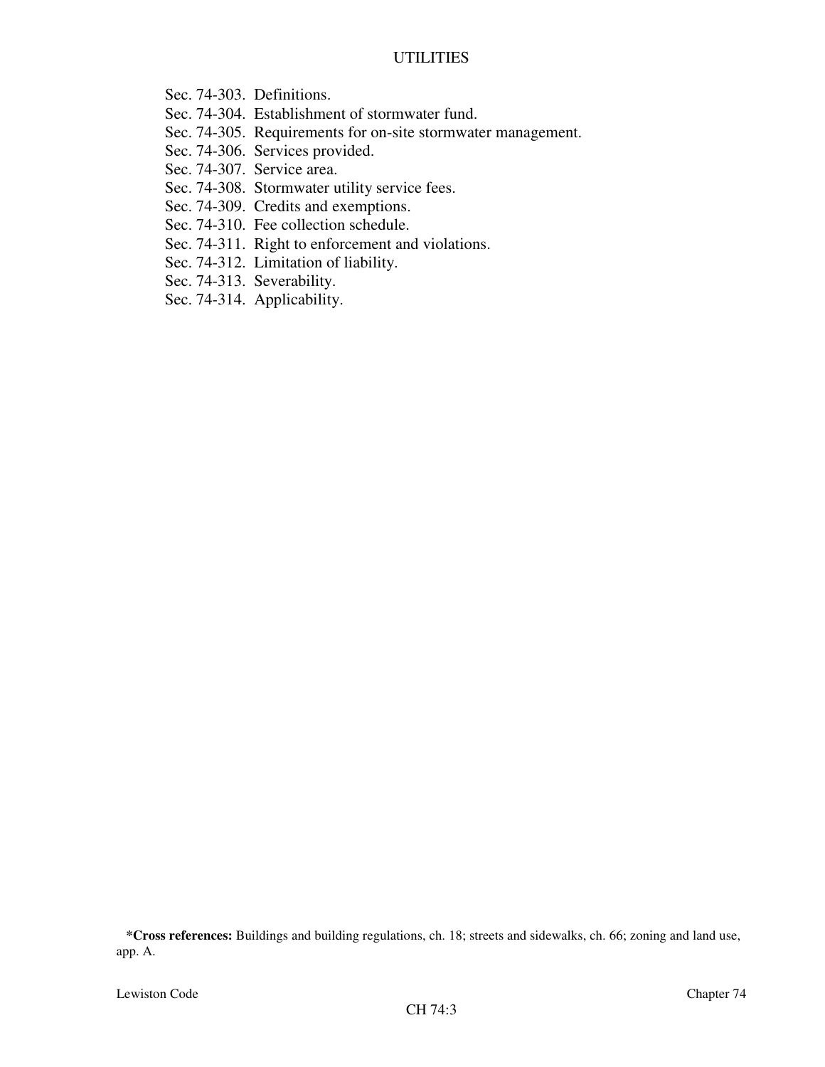Sec. 74-303. Definitions.
Sec. 74-304. Establishment of stormwater fund.
Sec. 74-305. Requirements for on-site stormwater management.
Sec. 74-306. Services provided.
Sec. 74-307. Service area.
Sec. 74-308. Stormwater utility service fees.
Sec. 74-309. Credits and exemptions.
Sec. 74-310. Fee collection schedule.
Sec. 74-311. Right to enforcement and violations.
Sec. 74-312. Limitation of liability.
Sec. 74-313. Severability.
Sec. 74-314. Applicability.

*__Cross references:__ Buildings and building regulations, ch. 18; streets and sidewalks, ch. 66; zoning and land use, app. A.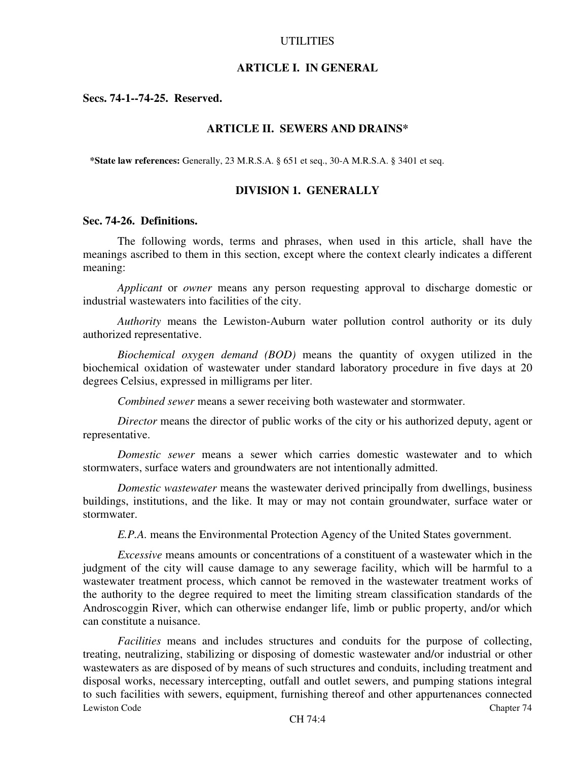# UTILITIES

## ARTICLE I. IN GENERAL

**Secs. 74-1--74-25. Reserved.**

## ARTICLE II. SEWERS AND DRAINS*

***State law references:** Generally, 23 M.R.S.A. § 651 et seq., 30-A M.R.S.A. § 3401 et seq.

### DIVISION 1. GENERALLY

**Sec. 74-26. Definitions.**

The following words, terms and phrases, when used in this article, shall have the meanings ascribed to them in this section, except where the context clearly indicates a different meaning:

*Applicant* or *owner* means any person requesting approval to discharge domestic or industrial wastewaters into facilities of the city.

*Authority* means the Lewiston-Auburn water pollution control authority or its duly authorized representative.

*Biochemical oxygen demand (BOD)* means the quantity of oxygen utilized in the biochemical oxidation of wastewater under standard laboratory procedure in five days at 20 degrees Celsius, expressed in milligrams per liter.

*Combined sewer* means a sewer receiving both wastewater and stormwater.

*Director* means the director of public works of the city or his authorized deputy, agent or representative.

*Domestic sewer* means a sewer which carries domestic wastewater and to which stormwaters, surface waters and groundwaters are not intentionally admitted.

*Domestic wastewater* means the wastewater derived principally from dwellings, business buildings, institutions, and the like. It may or may not contain groundwater, surface water or stormwater.

*E.P.A.* means the Environmental Protection Agency of the United States government.

*Excessive* means amounts or concentrations of a constituent of a wastewater which in the judgment of the city will cause damage to any sewerage facility, which will be harmful to a wastewater treatment process, which cannot be removed in the wastewater treatment works of the authority to the degree required to meet the limiting stream classification standards of the Androscoggin River, which can otherwise endanger life, limb or public property, and/or which can constitute a nuisance.

*Facilities* means and includes structures and conduits for the purpose of collecting, treating, neutralizing, stabilizing or disposing of domestic wastewater and/or industrial or other wastewaters as are disposed of by means of such structures and conduits, including treatment and disposal works, necessary intercepting, outfall and outlet sewers, and pumping stations integral to such facilities with sewers, equipment, furnishing thereof and other appurtenances connected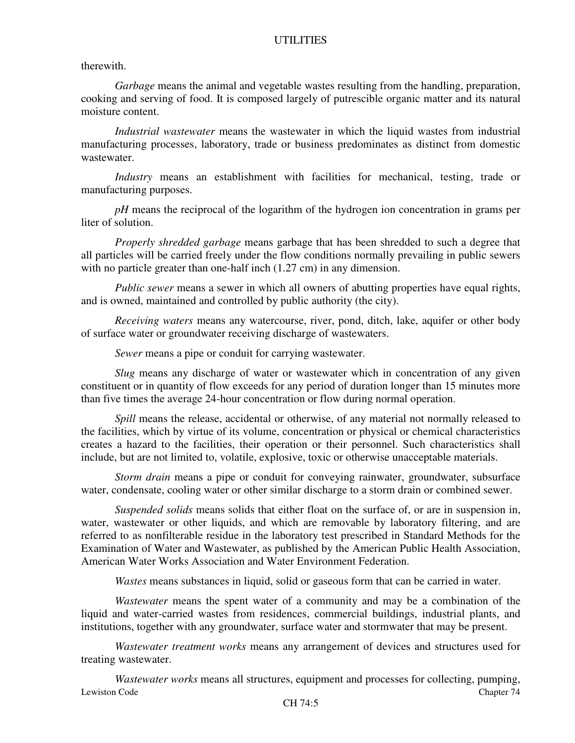therewith.

*Garbage* means the animal and vegetable wastes resulting from the handling, preparation, cooking and serving of food. It is composed largely of putrescible organic matter and its natural moisture content.

*Industrial wastewater* means the wastewater in which the liquid wastes from industrial manufacturing processes, laboratory, trade or business predominates as distinct from domestic wastewater.

*Industry* means an establishment with facilities for mechanical, testing, trade or manufacturing purposes.

*pH* means the reciprocal of the logarithm of the hydrogen ion concentration in grams per liter of solution.

*Properly shredded garbage* means garbage that has been shredded to such a degree that all particles will be carried freely under the flow conditions normally prevailing in public sewers with no particle greater than one-half inch (1.27 cm) in any dimension.

*Public sewer* means a sewer in which all owners of abutting properties have equal rights, and is owned, maintained and controlled by public authority (the city).

*Receiving waters* means any watercourse, river, pond, ditch, lake, aquifer or other body of surface water or groundwater receiving discharge of wastewaters.

*Sewer* means a pipe or conduit for carrying wastewater.

*Slug* means any discharge of water or wastewater which in concentration of any given constituent or in quantity of flow exceeds for any period of duration longer than 15 minutes more than five times the average 24-hour concentration or flow during normal operation.

*Spill* means the release, accidental or otherwise, of any material not normally released to the facilities, which by virtue of its volume, concentration or physical or chemical characteristics creates a hazard to the facilities, their operation or their personnel. Such characteristics shall include, but are not limited to, volatile, explosive, toxic or otherwise unacceptable materials.

*Storm drain* means a pipe or conduit for conveying rainwater, groundwater, subsurface water, condensate, cooling water or other similar discharge to a storm drain or combined sewer.

*Suspended solids* means solids that either float on the surface of, or are in suspension in, water, wastewater or other liquids, and which are removable by laboratory filtering, and are referred to as nonfilterable residue in the laboratory test prescribed in Standard Methods for the Examination of Water and Wastewater, as published by the American Public Health Association, American Water Works Association and Water Environment Federation.

*Wastes* means substances in liquid, solid or gaseous form that can be carried in water.

*Wastewater* means the spent water of a community and may be a combination of the liquid and water-carried wastes from residences, commercial buildings, industrial plants, and institutions, together with any groundwater, surface water and stormwater that may be present.

*Wastewater treatment works* means any arrangement of devices and structures used for treating wastewater.

*Wastewater works* means all structures, equipment and processes for collecting, pumping,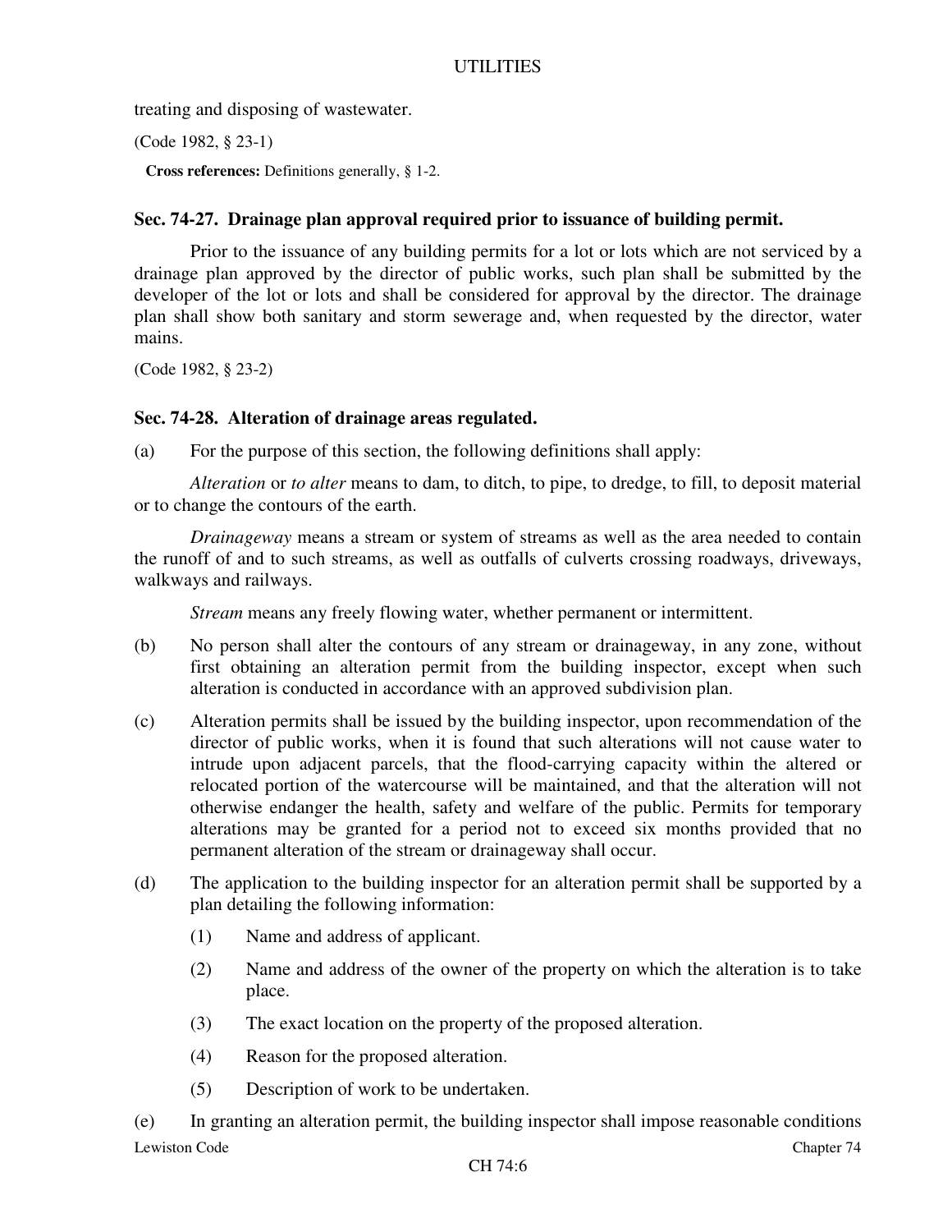treating and disposing of wastewater.

(Code 1982, § 23-1)

**Cross references:** Definitions generally, § 1-2.

### Sec. 74-27. Drainage plan approval required prior to issuance of building permit.

Prior to the issuance of any building permits for a lot or lots which are not serviced by a drainage plan approved by the director of public works, such plan shall be submitted by the developer of the lot or lots and shall be considered for approval by the director. The drainage plan shall show both sanitary and storm sewerage and, when requested by the director, water mains.

(Code 1982, § 23-2)

### Sec. 74-28. Alteration of drainage areas regulated.

(a) For the purpose of this section, the following definitions shall apply:

*Alteration* or *to alter* means to dam, to ditch, to pipe, to dredge, to fill, to deposit material or to change the contours of the earth.

*Drainageway* means a stream or system of streams as well as the area needed to contain the runoff of and to such streams, as well as outfalls of culverts crossing roadways, driveways, walkways and railways.

*Stream* means any freely flowing water, whether permanent or intermittent.

(b) No person shall alter the contours of any stream or drainageway, in any zone, without first obtaining an alteration permit from the building inspector, except when such alteration is conducted in accordance with an approved subdivision plan.

(c) Alteration permits shall be issued by the building inspector, upon recommendation of the director of public works, when it is found that such alterations will not cause water to intrude upon adjacent parcels, that the flood-carrying capacity within the altered or relocated portion of the watercourse will be maintained, and that the alteration will not otherwise endanger the health, safety and welfare of the public. Permits for temporary alterations may be granted for a period not to exceed six months provided that no permanent alteration of the stream or drainageway shall occur.

(d) The application to the building inspector for an alteration permit shall be supported by a plan detailing the following information:

(1) Name and address of applicant.

(2) Name and address of the owner of the property on which the alteration is to take place.

(3) The exact location on the property of the proposed alteration.

(4) Reason for the proposed alteration.

(5) Description of work to be undertaken.

(e) In granting an alteration permit, the building inspector shall impose reasonable conditions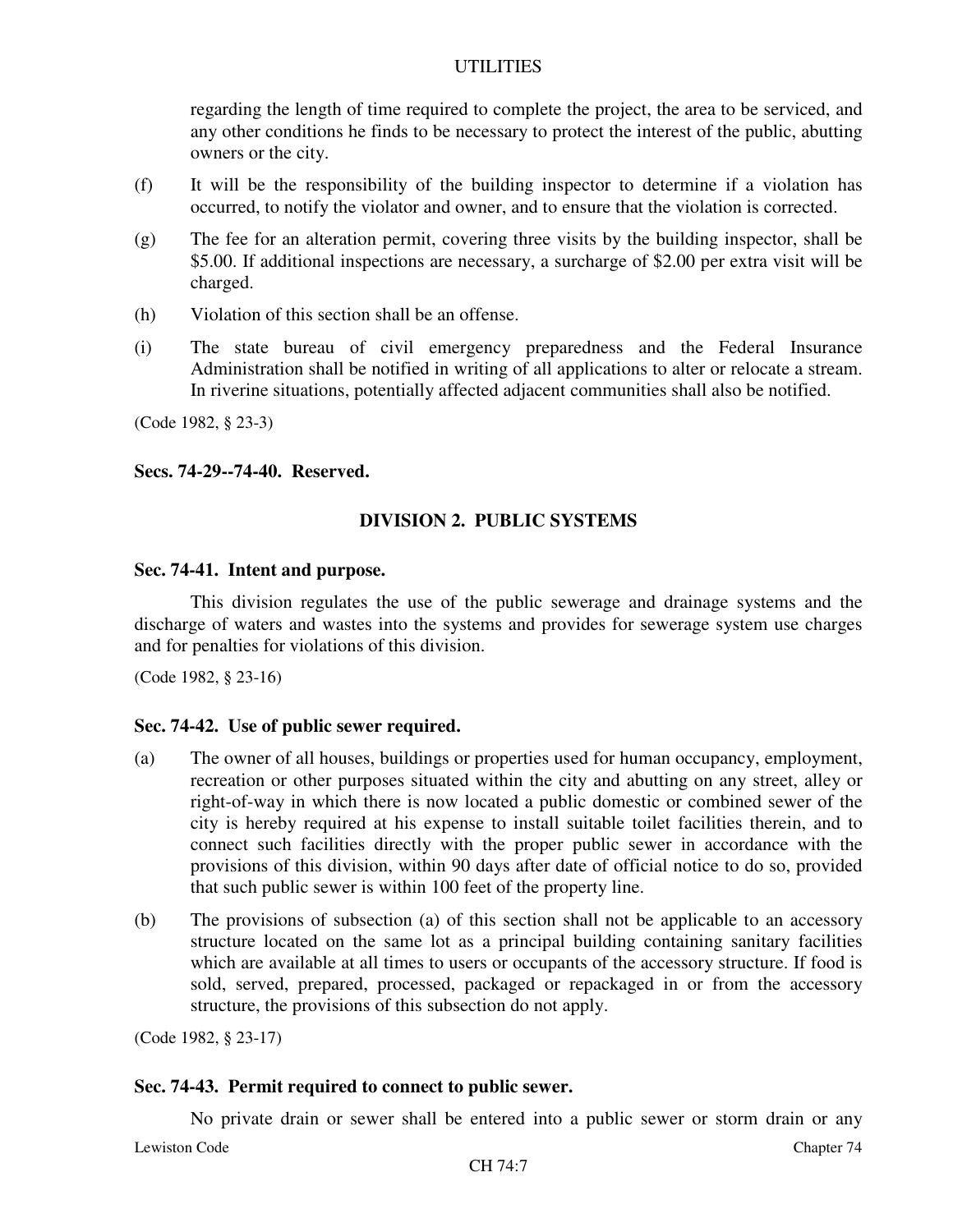regarding the length of time required to complete the project, the area to be serviced, and any other conditions he finds to be necessary to protect the interest of the public, abutting owners or the city.

(f) It will be the responsibility of the building inspector to determine if a violation has occurred, to notify the violator and owner, and to ensure that the violation is corrected.

(g) The fee for an alteration permit, covering three visits by the building inspector, shall be $5.00. If additional inspections are necessary, a surcharge of $2.00 per extra visit will be charged.

(h) Violation of this section shall be an offense.

(i) The state bureau of civil emergency preparedness and the Federal Insurance Administration shall be notified in writing of all applications to alter or relocate a stream. In riverine situations, potentially affected adjacent communities shall also be notified.

(Code 1982, § 23-3)

**Secs. 74-29--74-40. Reserved.**

## DIVISION 2. PUBLIC SYSTEMS

**Sec. 74-41. Intent and purpose.**

This division regulates the use of the public sewerage and drainage systems and the discharge of waters and wastes into the systems and provides for sewerage system use charges and for penalties for violations of this division.

(Code 1982, § 23-16)

**Sec. 74-42. Use of public sewer required.**

(a) The owner of all houses, buildings or properties used for human occupancy, employment, recreation or other purposes situated within the city and abutting on any street, alley or right-of-way in which there is now located a public domestic or combined sewer of the city is hereby required at his expense to install suitable toilet facilities therein, and to connect such facilities directly with the proper public sewer in accordance with the provisions of this division, within 90 days after date of official notice to do so, provided that such public sewer is within 100 feet of the property line.

(b) The provisions of subsection (a) of this section shall not be applicable to an accessory structure located on the same lot as a principal building containing sanitary facilities which are available at all times to users or occupants of the accessory structure. If food is sold, served, prepared, processed, packaged or repackaged in or from the accessory structure, the provisions of this subsection do not apply.

(Code 1982, § 23-17)

**Sec. 74-43. Permit required to connect to public sewer.**

No private drain or sewer shall be entered into a public sewer or storm drain or any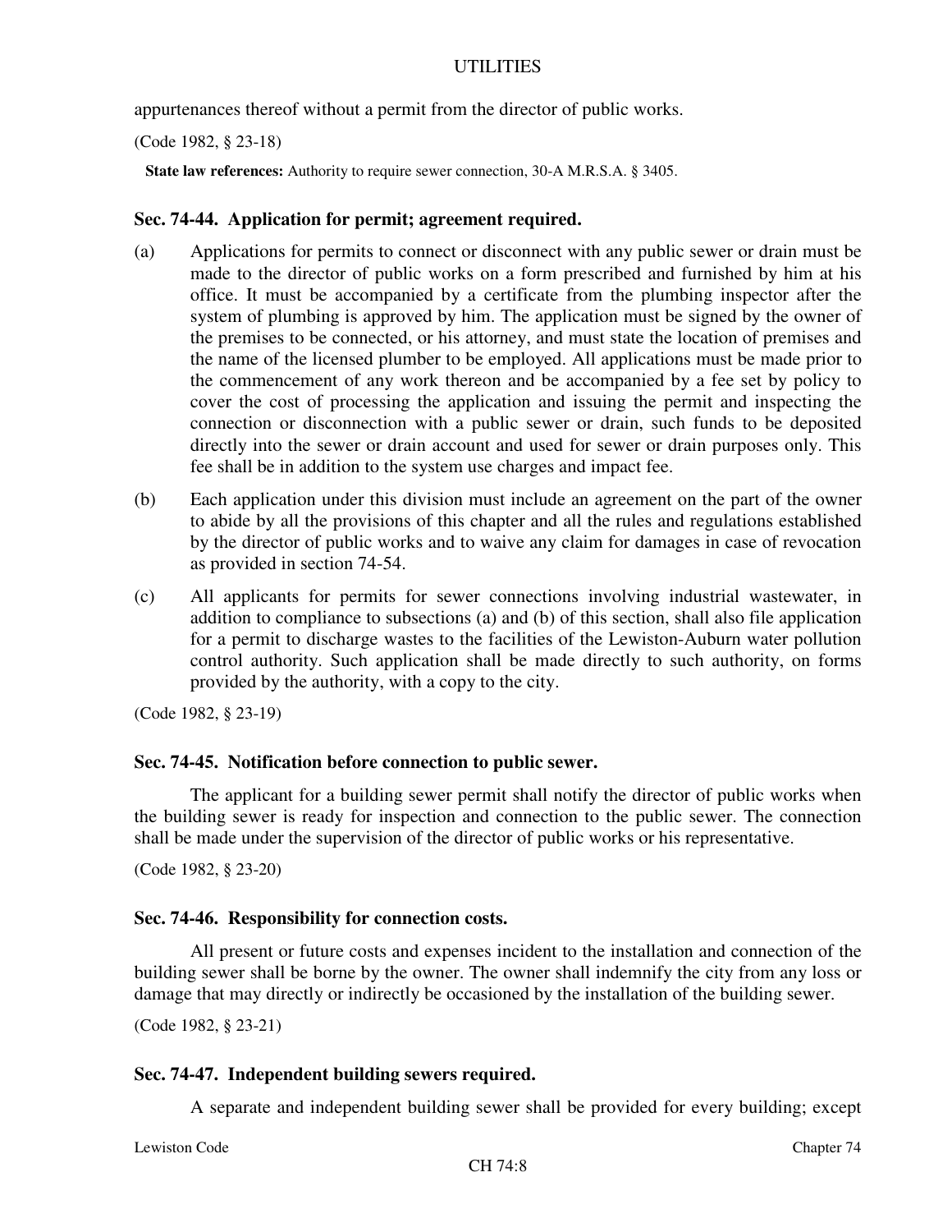appurtenances thereof without a permit from the director of public works.

(Code 1982, § 23-18)

**State law references:** Authority to require sewer connection, 30-A M.R.S.A. § 3405.

### Sec. 74-44. Application for permit; agreement required.

(a) Applications for permits to connect or disconnect with any public sewer or drain must be made to the director of public works on a form prescribed and furnished by him at his office. It must be accompanied by a certificate from the plumbing inspector after the system of plumbing is approved by him. The application must be signed by the owner of the premises to be connected, or his attorney, and must state the location of premises and the name of the licensed plumber to be employed. All applications must be made prior to the commencement of any work thereon and be accompanied by a fee set by policy to cover the cost of processing the application and issuing the permit and inspecting the connection or disconnection with a public sewer or drain, such funds to be deposited directly into the sewer or drain account and used for sewer or drain purposes only. This fee shall be in addition to the system use charges and impact fee.

(b) Each application under this division must include an agreement on the part of the owner to abide by all the provisions of this chapter and all the rules and regulations established by the director of public works and to waive any claim for damages in case of revocation as provided in section 74-54.

(c) All applicants for permits for sewer connections involving industrial wastewater, in addition to compliance to subsections (a) and (b) of this section, shall also file application for a permit to discharge wastes to the facilities of the Lewiston-Auburn water pollution control authority. Such application shall be made directly to such authority, on forms provided by the authority, with a copy to the city.

(Code 1982, § 23-19)

### Sec. 74-45. Notification before connection to public sewer.

The applicant for a building sewer permit shall notify the director of public works when the building sewer is ready for inspection and connection to the public sewer. The connection shall be made under the supervision of the director of public works or his representative.

(Code 1982, § 23-20)

### Sec. 74-46. Responsibility for connection costs.

All present or future costs and expenses incident to the installation and connection of the building sewer shall be borne by the owner. The owner shall indemnify the city from any loss or damage that may directly or indirectly be occasioned by the installation of the building sewer.

(Code 1982, § 23-21)

### Sec. 74-47. Independent building sewers required.

A separate and independent building sewer shall be provided for every building; except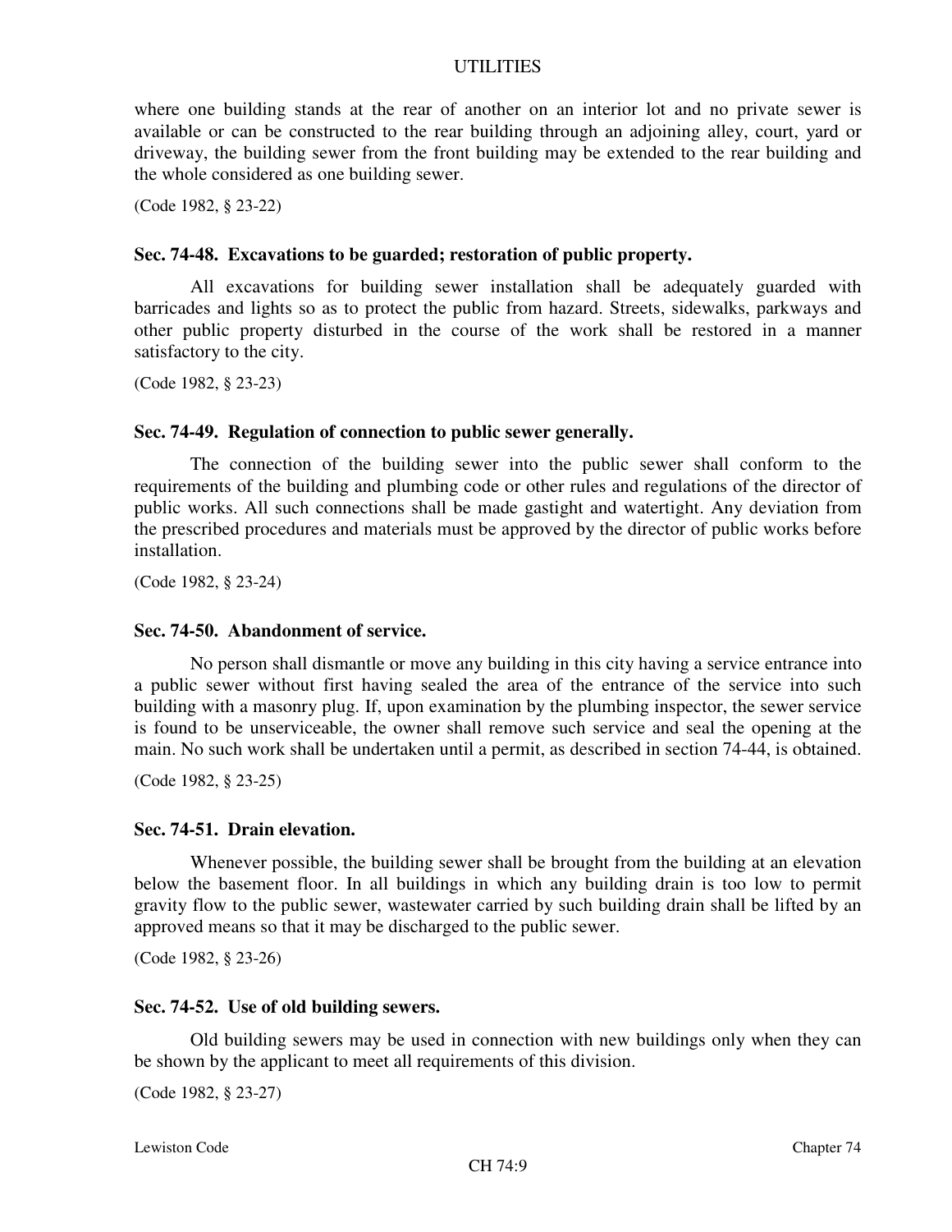where one building stands at the rear of another on an interior lot and no private sewer is available or can be constructed to the rear building through an adjoining alley, court, yard or driveway, the building sewer from the front building may be extended to the rear building and the whole considered as one building sewer.

(Code 1982, § 23-22)

### Sec. 74-48. Excavations to be guarded; restoration of public property.

All excavations for building sewer installation shall be adequately guarded with barricades and lights so as to protect the public from hazard. Streets, sidewalks, parkways and other public property disturbed in the course of the work shall be restored in a manner satisfactory to the city.

(Code 1982, § 23-23)

### Sec. 74-49. Regulation of connection to public sewer generally.

The connection of the building sewer into the public sewer shall conform to the requirements of the building and plumbing code or other rules and regulations of the director of public works. All such connections shall be made gastight and watertight. Any deviation from the prescribed procedures and materials must be approved by the director of public works before installation.

(Code 1982, § 23-24)

### Sec. 74-50. Abandonment of service.

No person shall dismantle or move any building in this city having a service entrance into a public sewer without first having sealed the area of the entrance of the service into such building with a masonry plug. If, upon examination by the plumbing inspector, the sewer service is found to be unserviceable, the owner shall remove such service and seal the opening at the main. No such work shall be undertaken until a permit, as described in section 74-44, is obtained.

(Code 1982, § 23-25)

### Sec. 74-51. Drain elevation.

Whenever possible, the building sewer shall be brought from the building at an elevation below the basement floor. In all buildings in which any building drain is too low to permit gravity flow to the public sewer, wastewater carried by such building drain shall be lifted by an approved means so that it may be discharged to the public sewer.

(Code 1982, § 23-26)

### Sec. 74-52. Use of old building sewers.

Old building sewers may be used in connection with new buildings only when they can be shown by the applicant to meet all requirements of this division.

(Code 1982, § 23-27)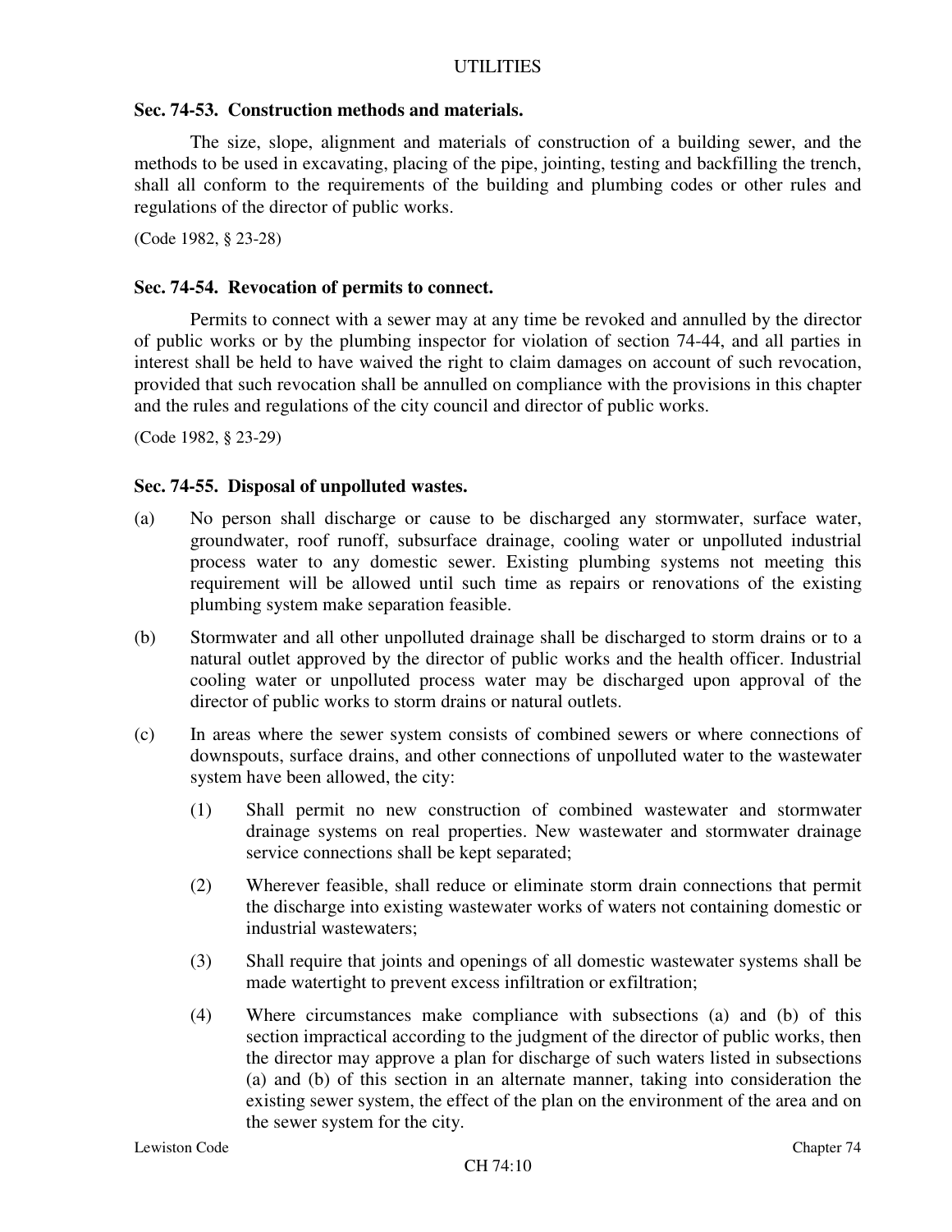### Sec. 74-53. Construction methods and materials.

The size, slope, alignment and materials of construction of a building sewer, and the methods to be used in excavating, placing of the pipe, jointing, testing and backfilling the trench, shall all conform to the requirements of the building and plumbing codes or other rules and regulations of the director of public works.

(Code 1982, § 23-28)

### Sec. 74-54. Revocation of permits to connect.

Permits to connect with a sewer may at any time be revoked and annulled by the director of public works or by the plumbing inspector for violation of section 74-44, and all parties in interest shall be held to have waived the right to claim damages on account of such revocation, provided that such revocation shall be annulled on compliance with the provisions in this chapter and the rules and regulations of the city council and director of public works.

(Code 1982, § 23-29)

### Sec. 74-55. Disposal of unpolluted wastes.

(a) No person shall discharge or cause to be discharged any stormwater, surface water, groundwater, roof runoff, subsurface drainage, cooling water or unpolluted industrial process water to any domestic sewer. Existing plumbing systems not meeting this requirement will be allowed until such time as repairs or renovations of the existing plumbing system make separation feasible.

(b) Stormwater and all other unpolluted drainage shall be discharged to storm drains or to a natural outlet approved by the director of public works and the health officer. Industrial cooling water or unpolluted process water may be discharged upon approval of the director of public works to storm drains or natural outlets.

(c) In areas where the sewer system consists of combined sewers or where connections of downspouts, surface drains, and other connections of unpolluted water to the wastewater system have been allowed, the city:

   (1) Shall permit no new construction of combined wastewater and stormwater drainage systems on real properties. New wastewater and stormwater drainage service connections shall be kept separated;

   (2) Wherever feasible, shall reduce or eliminate storm drain connections that permit the discharge into existing wastewater works of waters not containing domestic or industrial wastewaters;

   (3) Shall require that joints and openings of all domestic wastewater systems shall be made watertight to prevent excess infiltration or exfiltration;

   (4) Where circumstances make compliance with subsections (a) and (b) of this section impractical according to the judgment of the director of public works, then the director may approve a plan for discharge of such waters listed in subsections (a) and (b) of this section in an alternate manner, taking into consideration the existing sewer system, the effect of the plan on the environment of the area and on the sewer system for the city.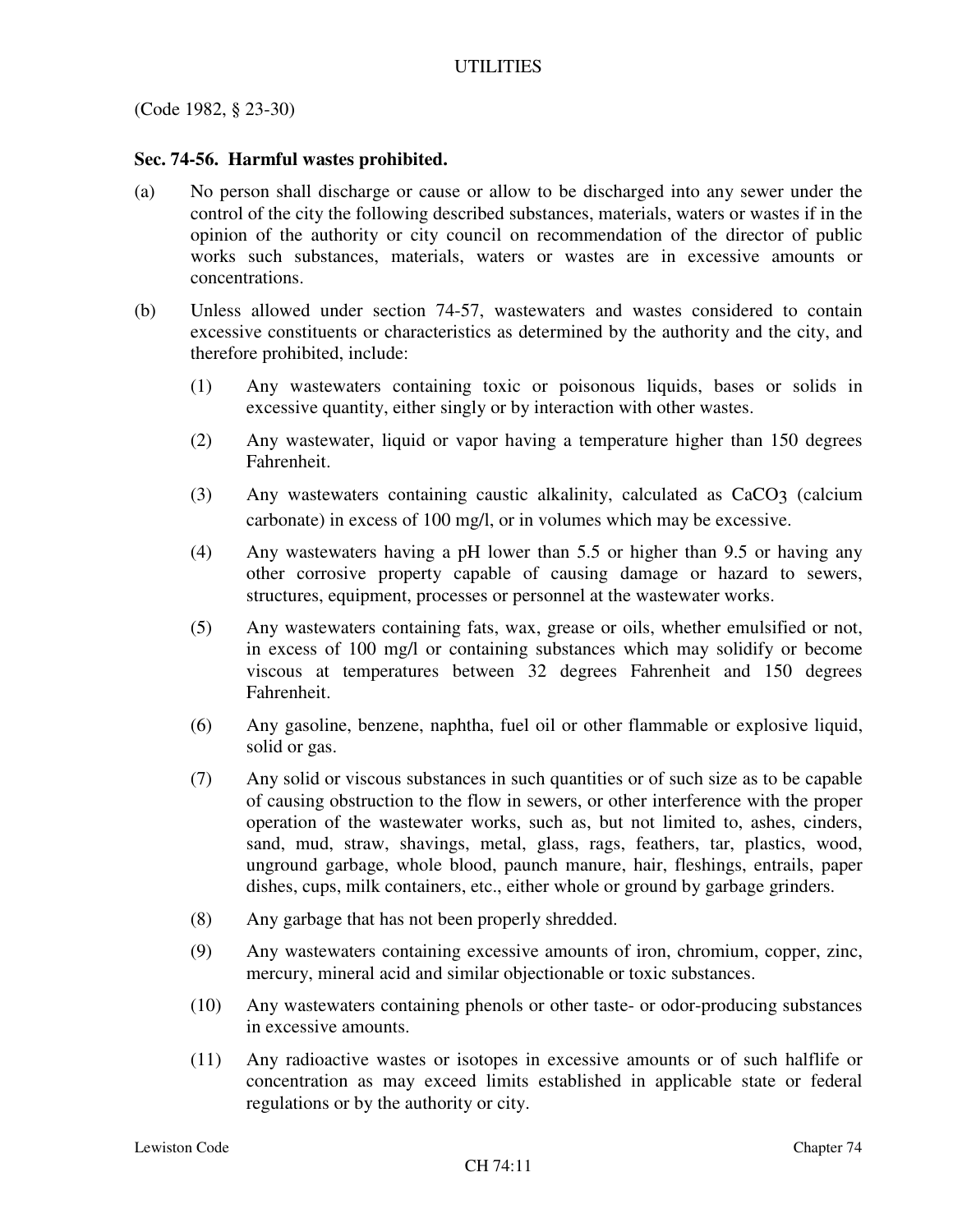(Code 1982, § 23-30)

### Sec. 74-56. Harmful wastes prohibited.

(a) No person shall discharge or cause or allow to be discharged into any sewer under the control of the city the following described substances, materials, waters or wastes if in the opinion of the authority or city council on recommendation of the director of public works such substances, materials, waters or wastes are in excessive amounts or concentrations.

(b) Unless allowed under section 74-57, wastewaters and wastes considered to contain excessive constituents or characteristics as determined by the authority and the city, and therefore prohibited, include:

(1) Any wastewaters containing toxic or poisonous liquids, bases or solids in excessive quantity, either singly or by interaction with other wastes.

(2) Any wastewater, liquid or vapor having a temperature higher than 150 degrees Fahrenheit.

(3) Any wastewaters containing caustic alkalinity, calculated as $CaCO_3$ (calcium carbonate) in excess of 100 mg/l, or in volumes which may be excessive.

(4) Any wastewaters having a pH lower than 5.5 or higher than 9.5 or having any other corrosive property capable of causing damage or hazard to sewers, structures, equipment, processes or personnel at the wastewater works.

(5) Any wastewaters containing fats, wax, grease or oils, whether emulsified or not, in excess of 100 mg/l or containing substances which may solidify or become viscous at temperatures between 32 degrees Fahrenheit and 150 degrees Fahrenheit.

(6) Any gasoline, benzene, naphtha, fuel oil or other flammable or explosive liquid, solid or gas.

(7) Any solid or viscous substances in such quantities or of such size as to be capable of causing obstruction to the flow in sewers, or other interference with the proper operation of the wastewater works, such as, but not limited to, ashes, cinders, sand, mud, straw, shavings, metal, glass, rags, feathers, tar, plastics, wood, unground garbage, whole blood, paunch manure, hair, fleshings, entrails, paper dishes, cups, milk containers, etc., either whole or ground by garbage grinders.

(8) Any garbage that has not been properly shredded.

(9) Any wastewaters containing excessive amounts of iron, chromium, copper, zinc, mercury, mineral acid and similar objectionable or toxic substances.

(10) Any wastewaters containing phenols or other taste- or odor-producing substances in excessive amounts.

(11) Any radioactive wastes or isotopes in excessive amounts or of such halflife or concentration as may exceed limits established in applicable state or federal regulations or by the authority or city.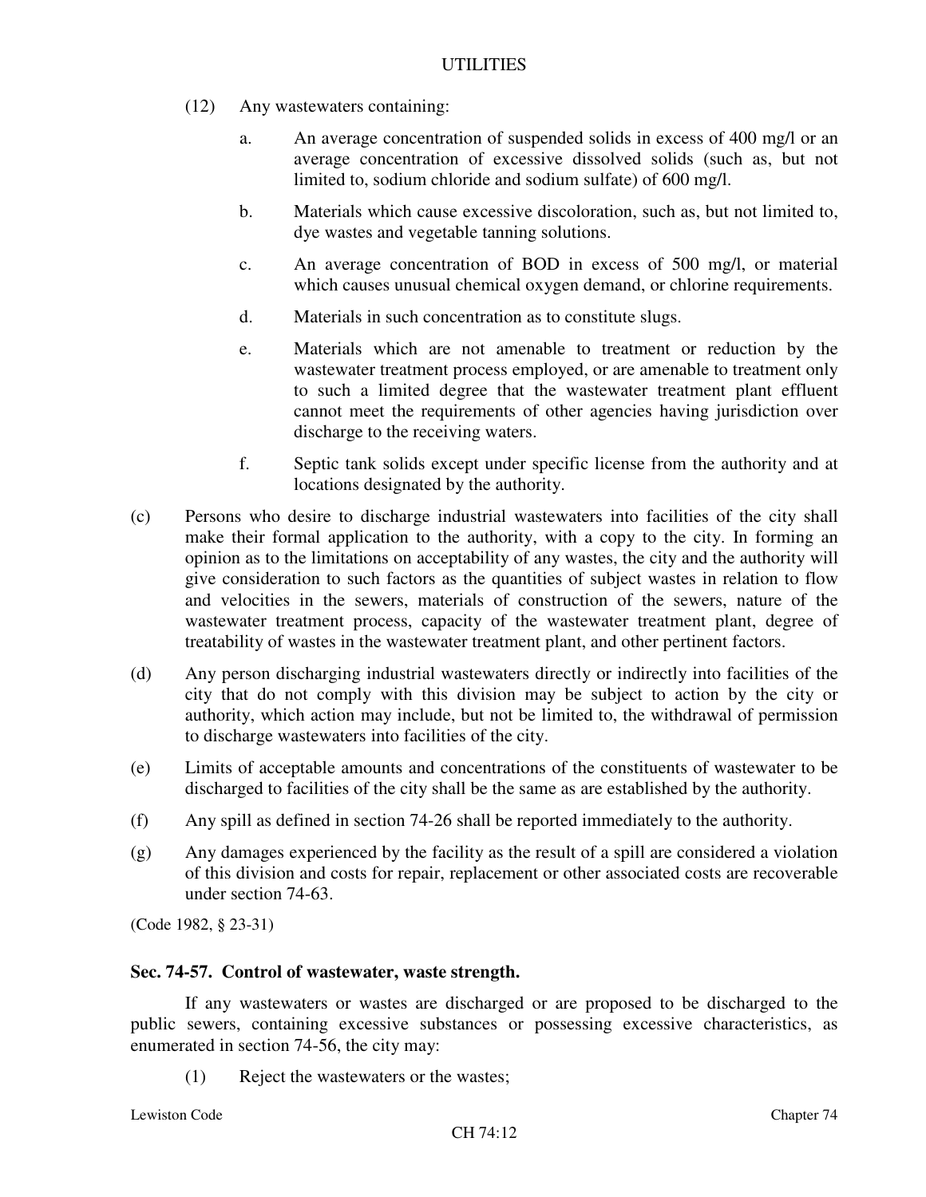(12) Any wastewaters containing:

a. An average concentration of suspended solids in excess of 400 mg/l or an average concentration of excessive dissolved solids (such as, but not limited to, sodium chloride and sodium sulfate) of 600 mg/l.

b. Materials which cause excessive discoloration, such as, but not limited to, dye wastes and vegetable tanning solutions.

c. An average concentration of BOD in excess of 500 mg/l, or material which causes unusual chemical oxygen demand, or chlorine requirements.

d. Materials in such concentration as to constitute slugs.

e. Materials which are not amenable to treatment or reduction by the wastewater treatment process employed, or are amenable to treatment only to such a limited degree that the wastewater treatment plant effluent cannot meet the requirements of other agencies having jurisdiction over discharge to the receiving waters.

f. Septic tank solids except under specific license from the authority and at locations designated by the authority.

(c) Persons who desire to discharge industrial wastewaters into facilities of the city shall make their formal application to the authority, with a copy to the city. In forming an opinion as to the limitations on acceptability of any wastes, the city and the authority will give consideration to such factors as the quantities of subject wastes in relation to flow and velocities in the sewers, materials of construction of the sewers, nature of the wastewater treatment process, capacity of the wastewater treatment plant, degree of treatability of wastes in the wastewater treatment plant, and other pertinent factors.

(d) Any person discharging industrial wastewaters directly or indirectly into facilities of the city that do not comply with this division may be subject to action by the city or authority, which action may include, but not be limited to, the withdrawal of permission to discharge wastewaters into facilities of the city.

(e) Limits of acceptable amounts and concentrations of the constituents of wastewater to be discharged to facilities of the city shall be the same as are established by the authority.

(f) Any spill as defined in section 74-26 shall be reported immediately to the authority.

(g) Any damages experienced by the facility as the result of a spill are considered a violation of this division and costs for repair, replacement or other associated costs are recoverable under section 74-63.

(Code 1982, § 23-31)

### Sec. 74-57. Control of wastewater, waste strength.

If any wastewaters or wastes are discharged or are proposed to be discharged to the public sewers, containing excessive substances or possessing excessive characteristics, as enumerated in section 74-56, the city may:

(1) Reject the wastewaters or the wastes;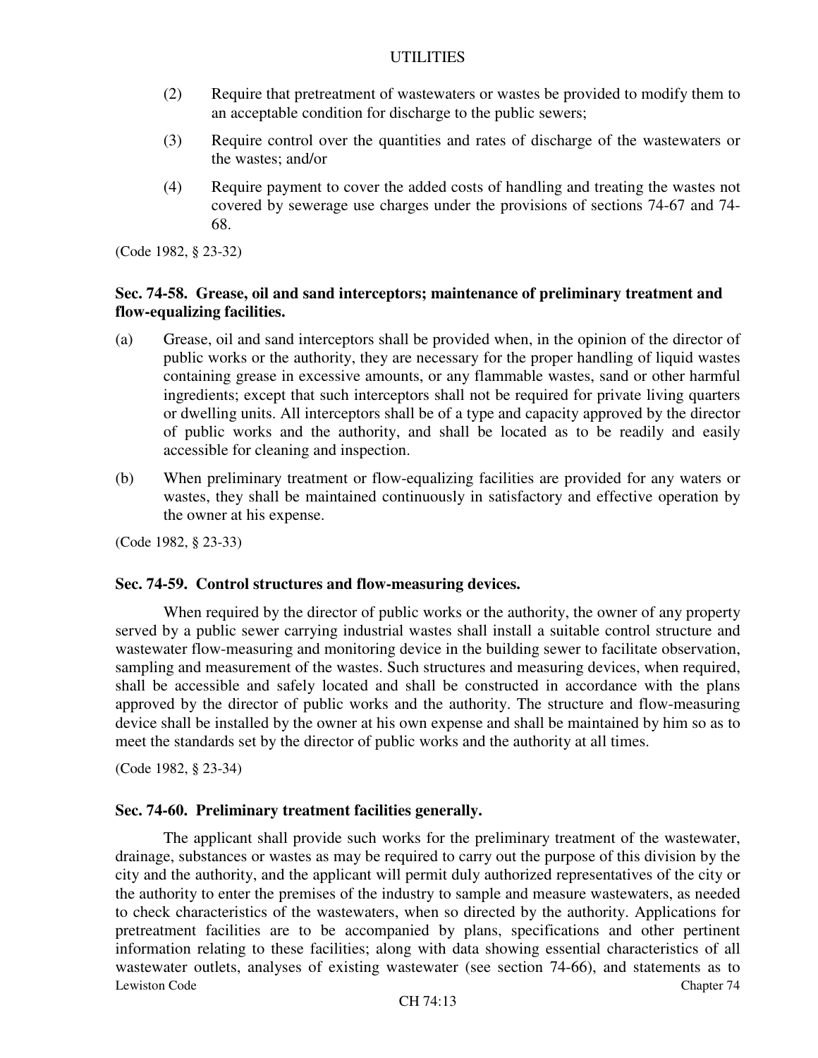(2) Require that pretreatment of wastewaters or wastes be provided to modify them to an acceptable condition for discharge to the public sewers;

(3) Require control over the quantities and rates of discharge of the wastewaters or the wastes; and/or

(4) Require payment to cover the added costs of handling and treating the wastes not covered by sewerage use charges under the provisions of sections 74-67 and 74-68.

(Code 1982, § 23-32)

### Sec. 74-58. Grease, oil and sand interceptors; maintenance of preliminary treatment and flow-equalizing facilities.

(a) Grease, oil and sand interceptors shall be provided when, in the opinion of the director of public works or the authority, they are necessary for the proper handling of liquid wastes containing grease in excessive amounts, or any flammable wastes, sand or other harmful ingredients; except that such interceptors shall not be required for private living quarters or dwelling units. All interceptors shall be of a type and capacity approved by the director of public works and the authority, and shall be located as to be readily and easily accessible for cleaning and inspection.

(b) When preliminary treatment or flow-equalizing facilities are provided for any waters or wastes, they shall be maintained continuously in satisfactory and effective operation by the owner at his expense.

(Code 1982, § 23-33)

### Sec. 74-59. Control structures and flow-measuring devices.

When required by the director of public works or the authority, the owner of any property served by a public sewer carrying industrial wastes shall install a suitable control structure and wastewater flow-measuring and monitoring device in the building sewer to facilitate observation, sampling and measurement of the wastes. Such structures and measuring devices, when required, shall be accessible and safely located and shall be constructed in accordance with the plans approved by the director of public works and the authority. The structure and flow-measuring device shall be installed by the owner at his own expense and shall be maintained by him so as to meet the standards set by the director of public works and the authority at all times.

(Code 1982, § 23-34)

### Sec. 74-60. Preliminary treatment facilities generally.

The applicant shall provide such works for the preliminary treatment of the wastewater, drainage, substances or wastes as may be required to carry out the purpose of this division by the city and the authority, and the applicant will permit duly authorized representatives of the city or the authority to enter the premises of the industry to sample and measure wastewaters, as needed to check characteristics of the wastewaters, when so directed by the authority. Applications for pretreatment facilities are to be accompanied by plans, specifications and other pertinent information relating to these facilities; along with data showing essential characteristics of all wastewater outlets, analyses of existing wastewater (see section 74-66), and statements as to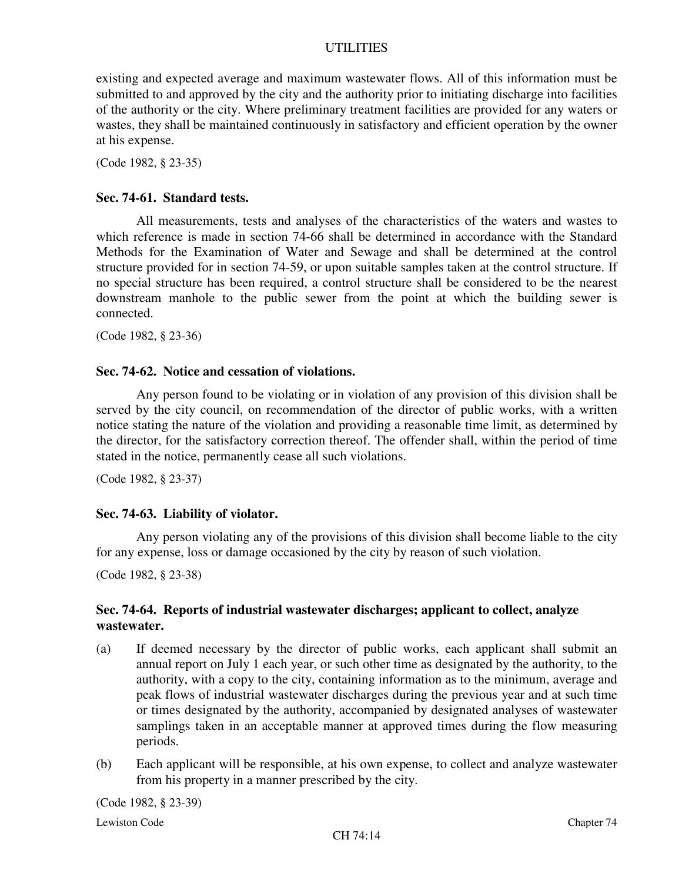existing and expected average and maximum wastewater flows. All of this information must be submitted to and approved by the city and the authority prior to initiating discharge into facilities of the authority or the city. Where preliminary treatment facilities are provided for any waters or wastes, they shall be maintained continuously in satisfactory and efficient operation by the owner at his expense.

(Code 1982, § 23-35)

### Sec. 74-61. Standard tests.

All measurements, tests and analyses of the characteristics of the waters and wastes to which reference is made in section 74-66 shall be determined in accordance with the Standard Methods for the Examination of Water and Sewage and shall be determined at the control structure provided for in section 74-59, or upon suitable samples taken at the control structure. If no special structure has been required, a control structure shall be considered to be the nearest downstream manhole to the public sewer from the point at which the building sewer is connected.

(Code 1982, § 23-36)

### Sec. 74-62. Notice and cessation of violations.

Any person found to be violating or in violation of any provision of this division shall be served by the city council, on recommendation of the director of public works, with a written notice stating the nature of the violation and providing a reasonable time limit, as determined by the director, for the satisfactory correction thereof. The offender shall, within the period of time stated in the notice, permanently cease all such violations.

(Code 1982, § 23-37)

### Sec. 74-63. Liability of violator.

Any person violating any of the provisions of this division shall become liable to the city for any expense, loss or damage occasioned by the city by reason of such violation.

(Code 1982, § 23-38)

### Sec. 74-64. Reports of industrial wastewater discharges; applicant to collect, analyze wastewater.

(a) If deemed necessary by the director of public works, each applicant shall submit an annual report on July 1 each year, or such other time as designated by the authority, to the authority, with a copy to the city, containing information as to the minimum, average and peak flows of industrial wastewater discharges during the previous year and at such time or times designated by the authority, accompanied by designated analyses of wastewater samplings taken in an acceptable manner at approved times during the flow measuring periods.

(b) Each applicant will be responsible, at his own expense, to collect and analyze wastewater from his property in a manner prescribed by the city.

(Code 1982, § 23-39)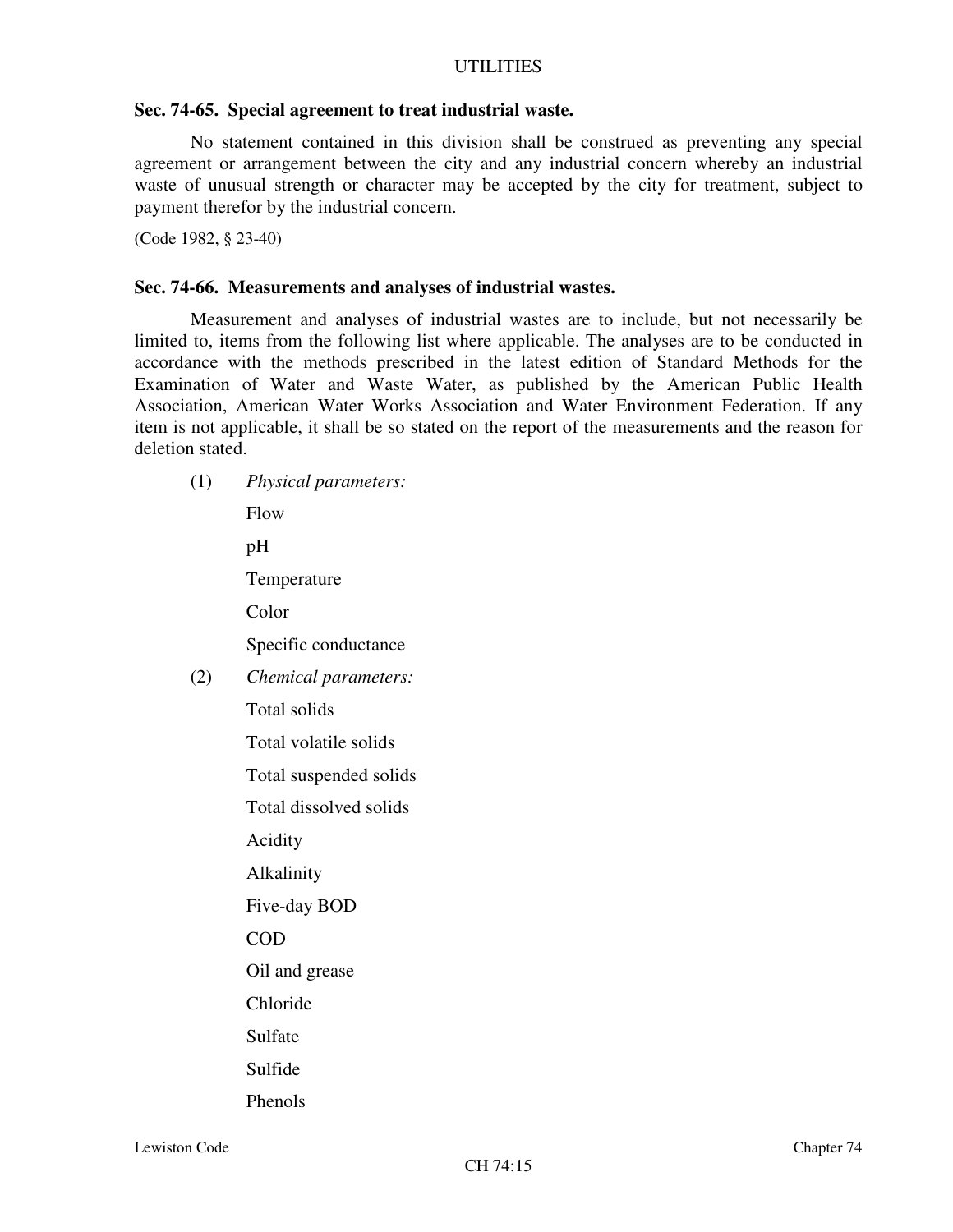### Sec. 74-65. Special agreement to treat industrial waste.

No statement contained in this division shall be construed as preventing any special agreement or arrangement between the city and any industrial concern whereby an industrial waste of unusual strength or character may be accepted by the city for treatment, subject to payment therefor by the industrial concern.

(Code 1982, § 23-40)

### Sec. 74-66. Measurements and analyses of industrial wastes.

Measurement and analyses of industrial wastes are to include, but not necessarily be limited to, items from the following list where applicable. The analyses are to be conducted in accordance with the methods prescribed in the latest edition of Standard Methods for the Examination of Water and Waste Water, as published by the American Public Health Association, American Water Works Association and Water Environment Federation. If any item is not applicable, it shall be so stated on the report of the measurements and the reason for deletion stated.

(1) *Physical parameters:*

Flow

pH

Temperature

Color

Specific conductance

(2) *Chemical parameters:*

Total solids

Total volatile solids

Total suspended solids

Total dissolved solids

Acidity

Alkalinity

Five-day BOD

COD

Oil and grease

Chloride

Sulfate

Sulfide

Phenols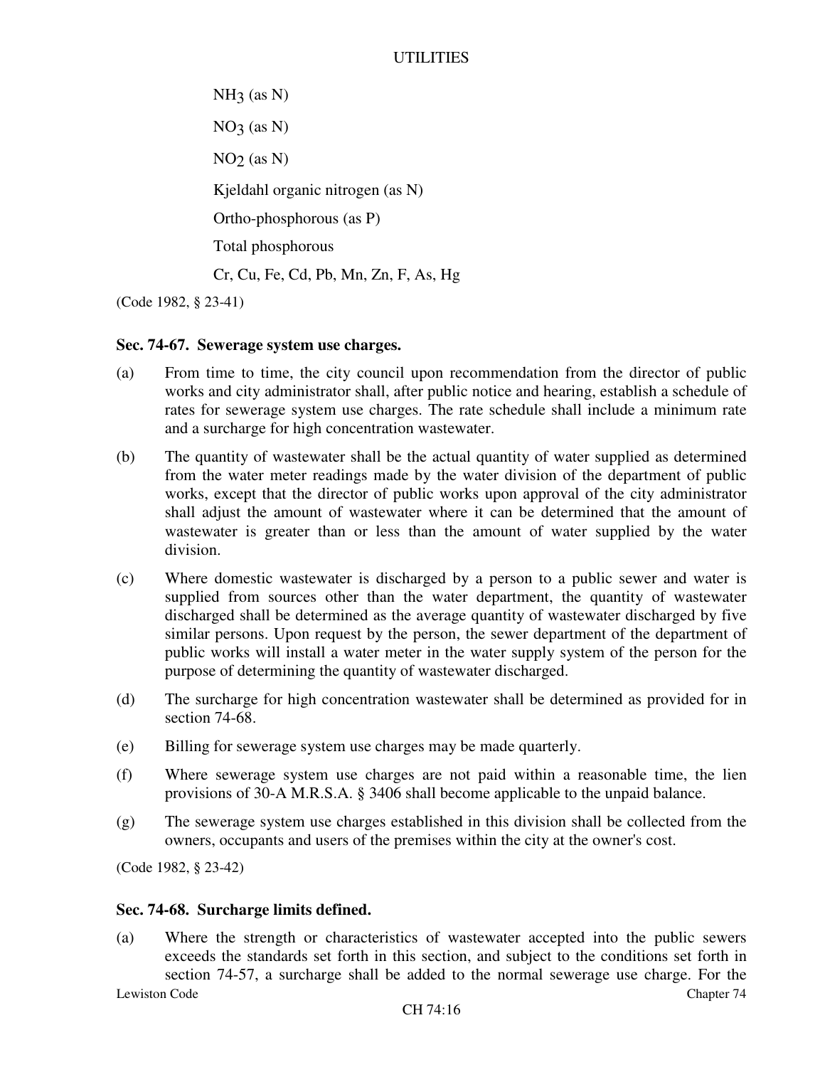$NH_3$ (as N)

$NO_3$ (as N)

$NO_2$ (as N)

Kjeldahl organic nitrogen (as N)

Ortho-phosphorous (as P)

Total phosphorous

Cr, Cu, Fe, Cd, Pb, Mn, Zn, F, As, Hg

(Code 1982, § 23-41)

### Sec. 74-67. Sewerage system use charges.

(a) From time to time, the city council upon recommendation from the director of public works and city administrator shall, after public notice and hearing, establish a schedule of rates for sewerage system use charges. The rate schedule shall include a minimum rate and a surcharge for high concentration wastewater.

(b) The quantity of wastewater shall be the actual quantity of water supplied as determined from the water meter readings made by the water division of the department of public works, except that the director of public works upon approval of the city administrator shall adjust the amount of wastewater where it can be determined that the amount of wastewater is greater than or less than the amount of water supplied by the water division.

(c) Where domestic wastewater is discharged by a person to a public sewer and water is supplied from sources other than the water department, the quantity of wastewater discharged shall be determined as the average quantity of wastewater discharged by five similar persons. Upon request by the person, the sewer department of the department of public works will install a water meter in the water supply system of the person for the purpose of determining the quantity of wastewater discharged.

(d) The surcharge for high concentration wastewater shall be determined as provided for in section 74-68.

(e) Billing for sewerage system use charges may be made quarterly.

(f) Where sewerage system use charges are not paid within a reasonable time, the lien provisions of 30-A M.R.S.A. § 3406 shall become applicable to the unpaid balance.

(g) The sewerage system use charges established in this division shall be collected from the owners, occupants and users of the premises within the city at the owner's cost.

(Code 1982, § 23-42)

### Sec. 74-68. Surcharge limits defined.

(a) Where the strength or characteristics of wastewater accepted into the public sewers exceeds the standards set forth in this section, and subject to the conditions set forth in section 74-57, a surcharge shall be added to the normal sewerage use charge. For the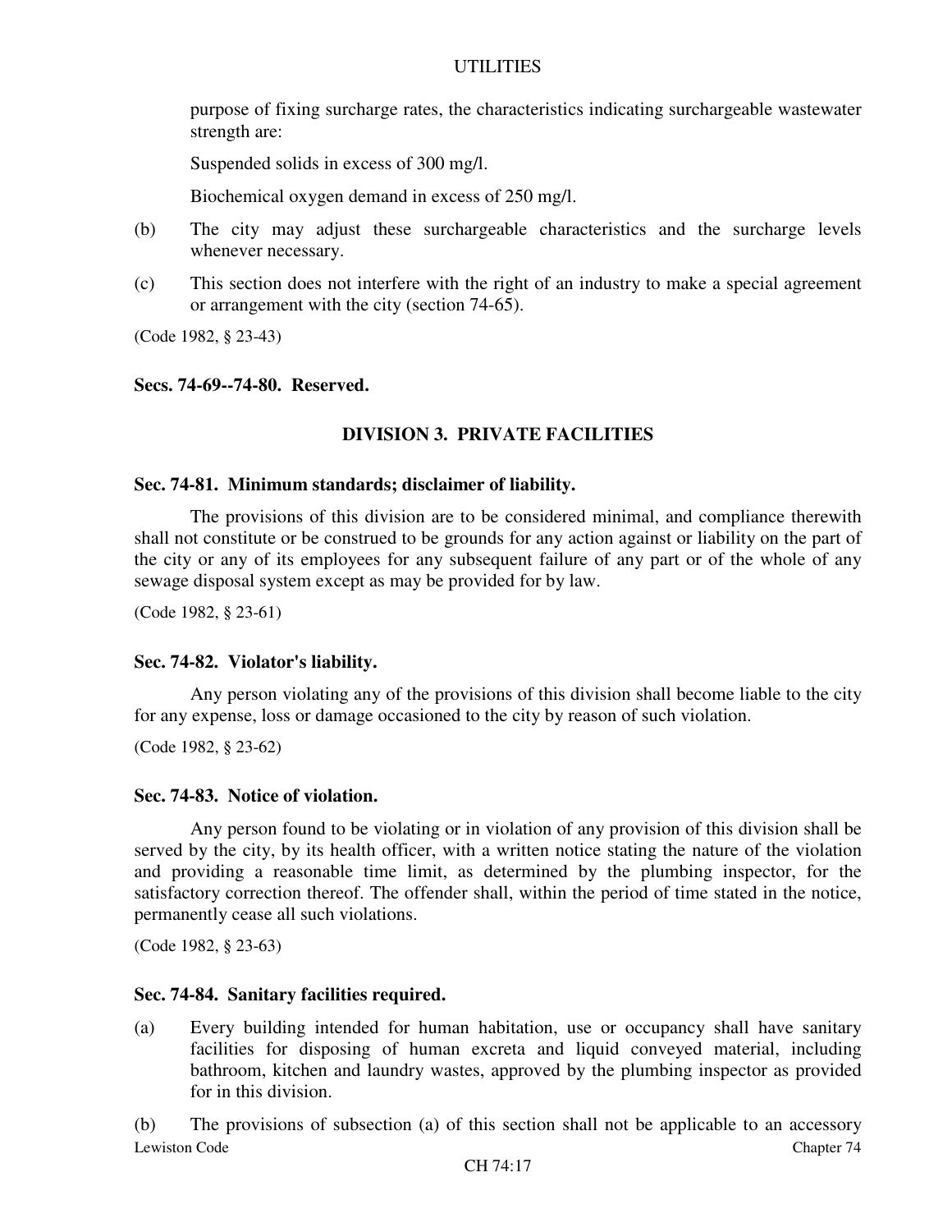purpose of fixing surcharge rates, the characteristics indicating surchargeable wastewater strength are:

Suspended solids in excess of 300 mg/l.

Biochemical oxygen demand in excess of 250 mg/l.

(b) The city may adjust these surchargeable characteristics and the surcharge levels whenever necessary.

(c) This section does not interfere with the right of an industry to make a special agreement or arrangement with the city (section 74-65).

(Code 1982, § 23-43)

**Secs. 74-69--74-80. Reserved.**

## DIVISION 3. PRIVATE FACILITIES

**Sec. 74-81. Minimum standards; disclaimer of liability.**

The provisions of this division are to be considered minimal, and compliance therewith shall not constitute or be construed to be grounds for any action against or liability on the part of the city or any of its employees for any subsequent failure of any part or of the whole of any sewage disposal system except as may be provided for by law.

(Code 1982, § 23-61)

**Sec. 74-82. Violator's liability.**

Any person violating any of the provisions of this division shall become liable to the city for any expense, loss or damage occasioned to the city by reason of such violation.

(Code 1982, § 23-62)

**Sec. 74-83. Notice of violation.**

Any person found to be violating or in violation of any provision of this division shall be served by the city, by its health officer, with a written notice stating the nature of the violation and providing a reasonable time limit, as determined by the plumbing inspector, for the satisfactory correction thereof. The offender shall, within the period of time stated in the notice, permanently cease all such violations.

(Code 1982, § 23-63)

**Sec. 74-84. Sanitary facilities required.**

(a) Every building intended for human habitation, use or occupancy shall have sanitary facilities for disposing of human excreta and liquid conveyed material, including bathroom, kitchen and laundry wastes, approved by the plumbing inspector as provided for in this division.

(b) The provisions of subsection (a) of this section shall not be applicable to an accessory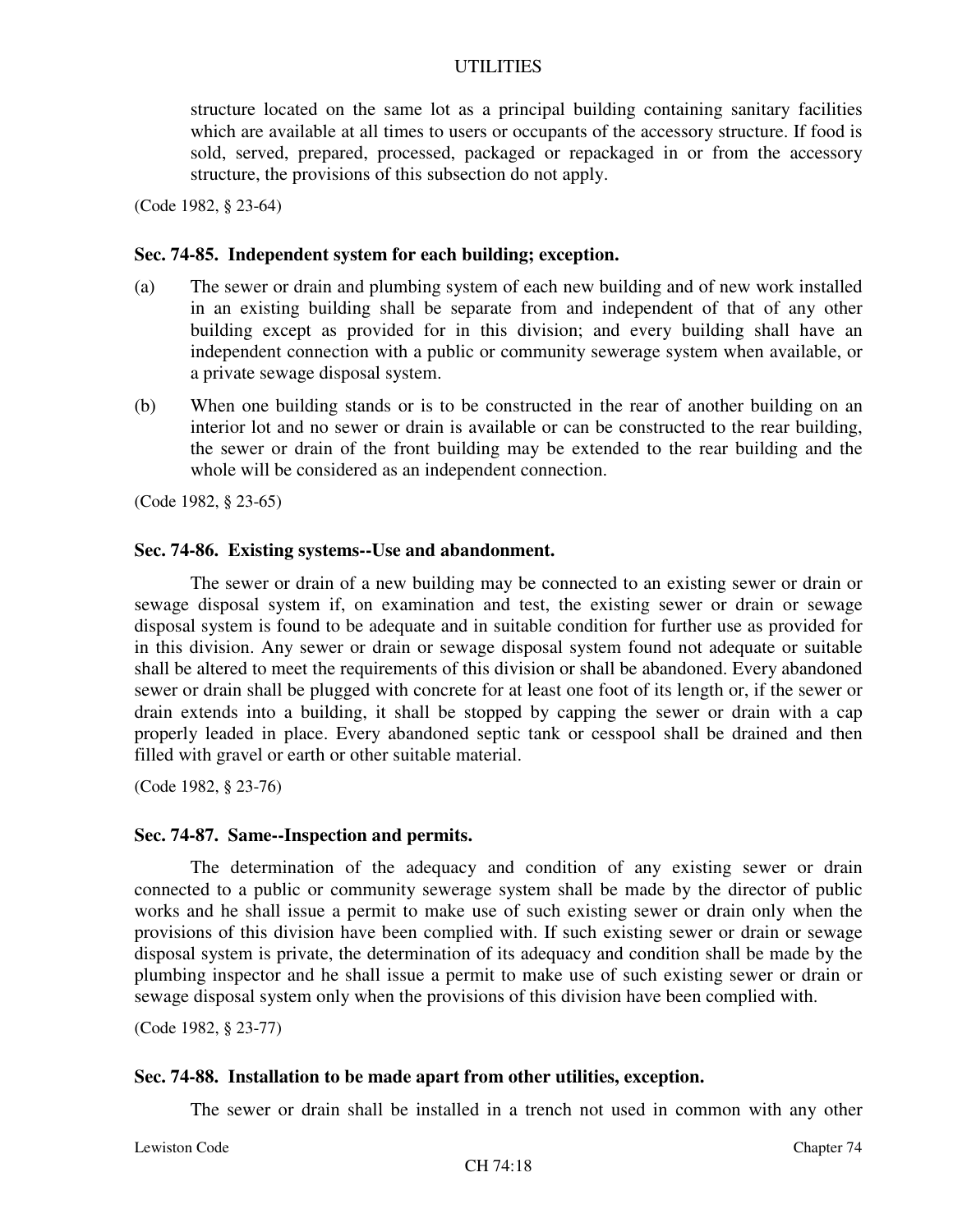structure located on the same lot as a principal building containing sanitary facilities which are available at all times to users or occupants of the accessory structure. If food is sold, served, prepared, processed, packaged or repackaged in or from the accessory structure, the provisions of this subsection do not apply.

(Code 1982, § 23-64)

**Sec. 74-85. Independent system for each building; exception.**

(a) The sewer or drain and plumbing system of each new building and of new work installed in an existing building shall be separate from and independent of that of any other building except as provided for in this division; and every building shall have an independent connection with a public or community sewerage system when available, or a private sewage disposal system.

(b) When one building stands or is to be constructed in the rear of another building on an interior lot and no sewer or drain is available or can be constructed to the rear building, the sewer or drain of the front building may be extended to the rear building and the whole will be considered as an independent connection.

(Code 1982, § 23-65)

**Sec. 74-86. Existing systems--Use and abandonment.**

The sewer or drain of a new building may be connected to an existing sewer or drain or sewage disposal system if, on examination and test, the existing sewer or drain or sewage disposal system is found to be adequate and in suitable condition for further use as provided for in this division. Any sewer or drain or sewage disposal system found not adequate or suitable shall be altered to meet the requirements of this division or shall be abandoned. Every abandoned sewer or drain shall be plugged with concrete for at least one foot of its length or, if the sewer or drain extends into a building, it shall be stopped by capping the sewer or drain with a cap properly leaded in place. Every abandoned septic tank or cesspool shall be drained and then filled with gravel or earth or other suitable material.

(Code 1982, § 23-76)

**Sec. 74-87. Same--Inspection and permits.**

The determination of the adequacy and condition of any existing sewer or drain connected to a public or community sewerage system shall be made by the director of public works and he shall issue a permit to make use of such existing sewer or drain only when the provisions of this division have been complied with. If such existing sewer or drain or sewage disposal system is private, the determination of its adequacy and condition shall be made by the plumbing inspector and he shall issue a permit to make use of such existing sewer or drain or sewage disposal system only when the provisions of this division have been complied with.

(Code 1982, § 23-77)

**Sec. 74-88. Installation to be made apart from other utilities, exception.**

The sewer or drain shall be installed in a trench not used in common with any other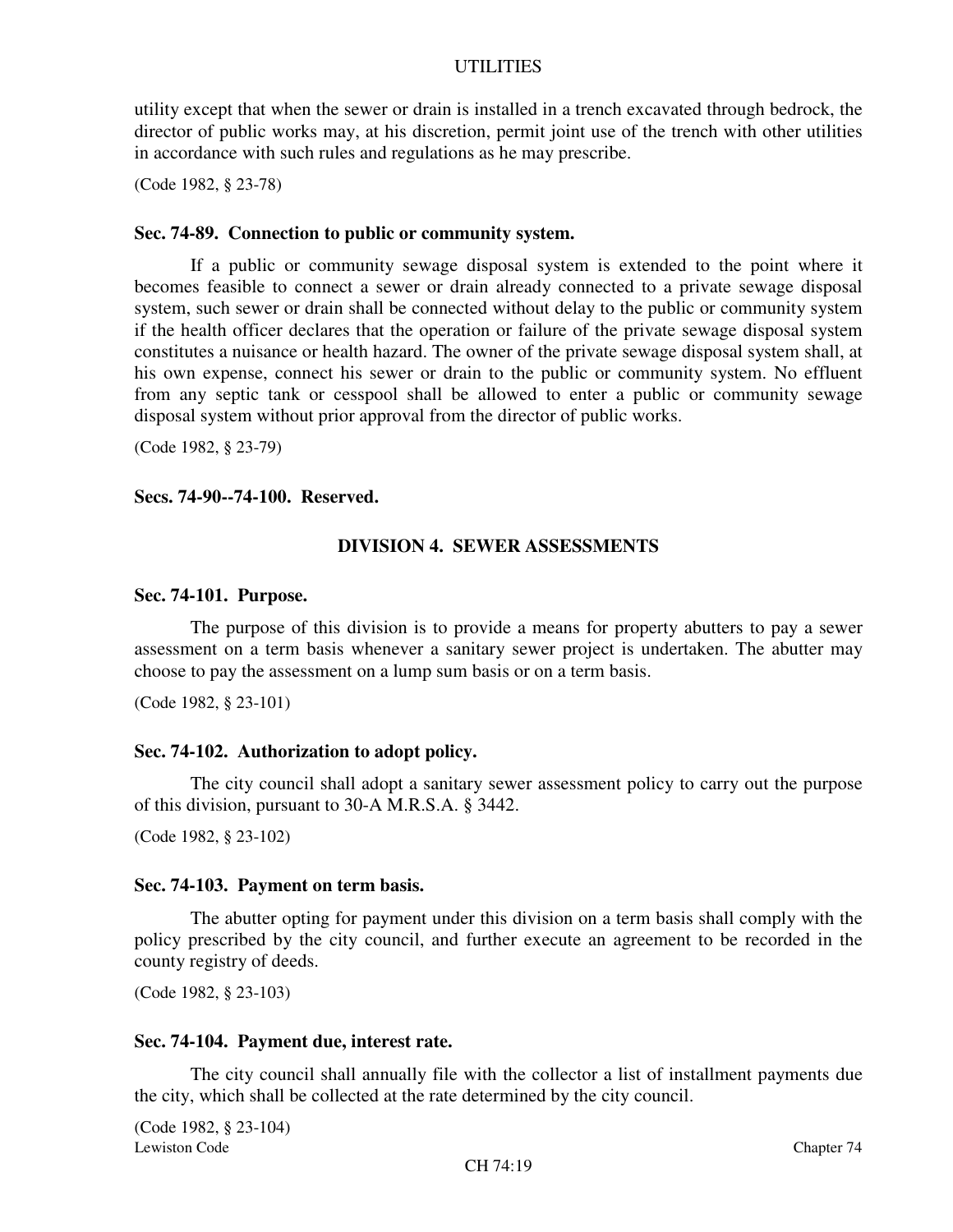utility except that when the sewer or drain is installed in a trench excavated through bedrock, the director of public works may, at his discretion, permit joint use of the trench with other utilities in accordance with such rules and regulations as he may prescribe.

(Code 1982, § 23-78)

**Sec. 74-89. Connection to public or community system.**

If a public or community sewage disposal system is extended to the point where it becomes feasible to connect a sewer or drain already connected to a private sewage disposal system, such sewer or drain shall be connected without delay to the public or community system if the health officer declares that the operation or failure of the private sewage disposal system constitutes a nuisance or health hazard. The owner of the private sewage disposal system shall, at his own expense, connect his sewer or drain to the public or community system. No effluent from any septic tank or cesspool shall be allowed to enter a public or community sewage disposal system without prior approval from the director of public works.

(Code 1982, § 23-79)

**Secs. 74-90--74-100. Reserved.**

## DIVISION 4. SEWER ASSESSMENTS

**Sec. 74-101. Purpose.**

The purpose of this division is to provide a means for property abutters to pay a sewer assessment on a term basis whenever a sanitary sewer project is undertaken. The abutter may choose to pay the assessment on a lump sum basis or on a term basis.

(Code 1982, § 23-101)

**Sec. 74-102. Authorization to adopt policy.**

The city council shall adopt a sanitary sewer assessment policy to carry out the purpose of this division, pursuant to 30-A M.R.S.A. § 3442.

(Code 1982, § 23-102)

**Sec. 74-103. Payment on term basis.**

The abutter opting for payment under this division on a term basis shall comply with the policy prescribed by the city council, and further execute an agreement to be recorded in the county registry of deeds.

(Code 1982, § 23-103)

**Sec. 74-104. Payment due, interest rate.**

The city council shall annually file with the collector a list of installment payments due the city, which shall be collected at the rate determined by the city council.

(Code 1982, § 23-104)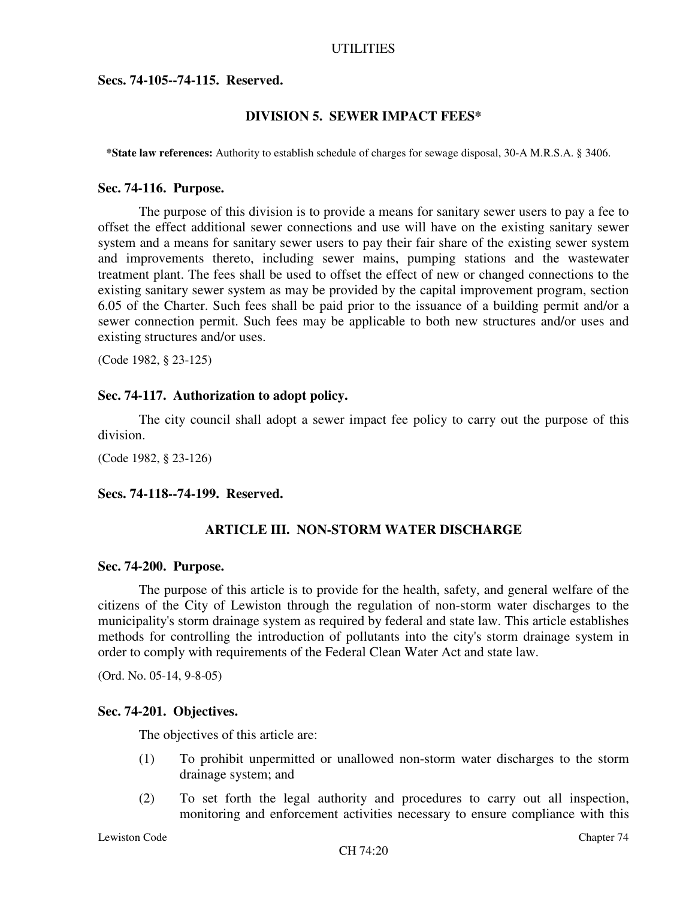**Secs. 74-105--74-115. Reserved.**

## DIVISION 5. SEWER IMPACT FEES*

***State law references:** Authority to establish schedule of charges for sewage disposal, 30-A M.R.S.A. § 3406.

**Sec. 74-116. Purpose.**

The purpose of this division is to provide a means for sanitary sewer users to pay a fee to offset the effect additional sewer connections and use will have on the existing sanitary sewer system and a means for sanitary sewer users to pay their fair share of the existing sewer system and improvements thereto, including sewer mains, pumping stations and the wastewater treatment plant. The fees shall be used to offset the effect of new or changed connections to the existing sanitary sewer system as may be provided by the capital improvement program, section 6.05 of the Charter. Such fees shall be paid prior to the issuance of a building permit and/or a sewer connection permit. Such fees may be applicable to both new structures and/or uses and existing structures and/or uses.

(Code 1982, § 23-125)

**Sec. 74-117. Authorization to adopt policy.**

The city council shall adopt a sewer impact fee policy to carry out the purpose of this division.

(Code 1982, § 23-126)

**Secs. 74-118--74-199. Reserved.**

## ARTICLE III. NON-STORM WATER DISCHARGE

**Sec. 74-200. Purpose.**

The purpose of this article is to provide for the health, safety, and general welfare of the citizens of the City of Lewiston through the regulation of non-storm water discharges to the municipality's storm drainage system as required by federal and state law. This article establishes methods for controlling the introduction of pollutants into the city's storm drainage system in order to comply with requirements of the Federal Clean Water Act and state law.

(Ord. No. 05-14, 9-8-05)

**Sec. 74-201. Objectives.**

The objectives of this article are:

(1) To prohibit unpermitted or unallowed non-storm water discharges to the storm drainage system; and

(2) To set forth the legal authority and procedures to carry out all inspection, monitoring and enforcement activities necessary to ensure compliance with this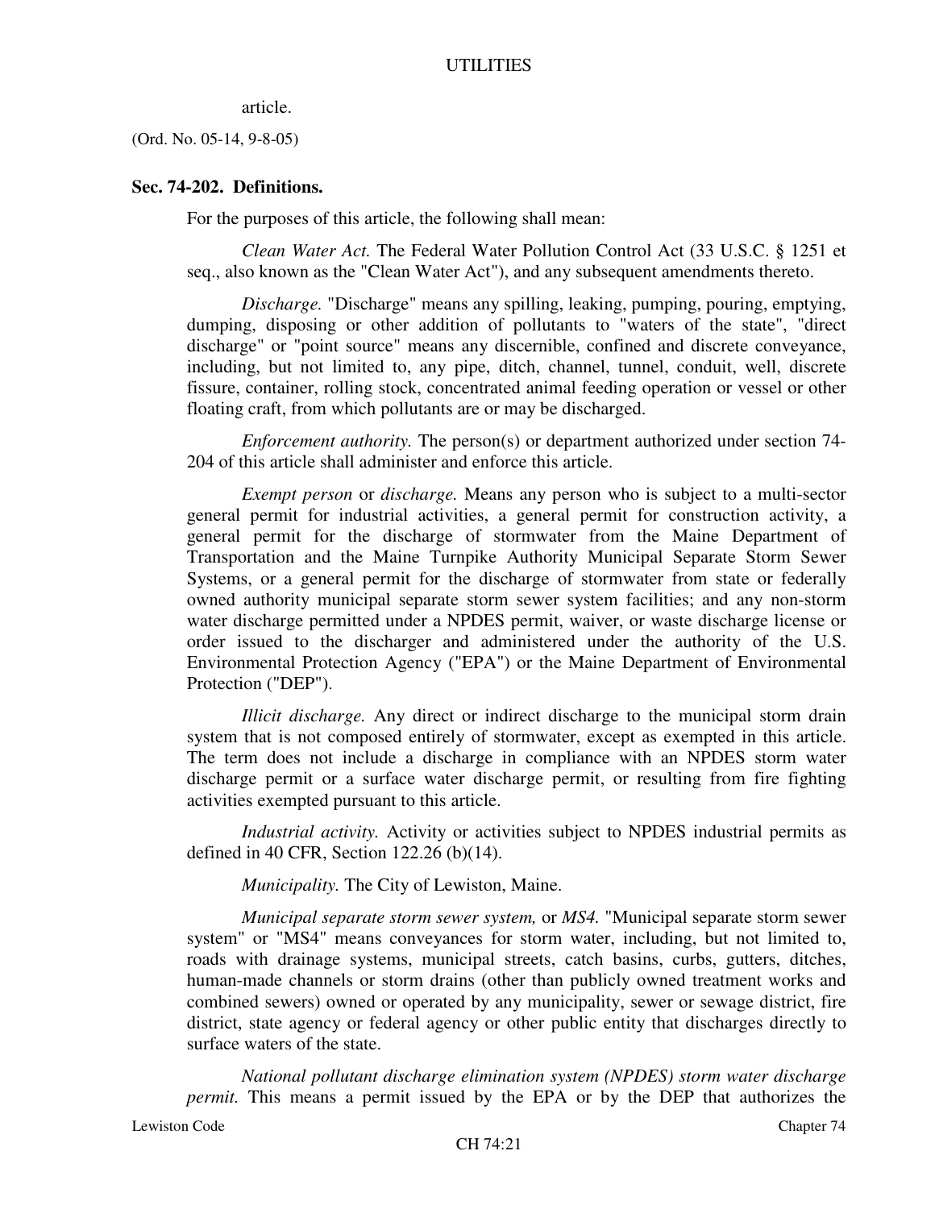article.

(Ord. No. 05-14, 9-8-05)

### Sec. 74-202. Definitions.

For the purposes of this article, the following shall mean:

*Clean Water Act.* The Federal Water Pollution Control Act (33 U.S.C. § 1251 et seq., also known as the "Clean Water Act"), and any subsequent amendments thereto.

*Discharge.* "Discharge" means any spilling, leaking, pumping, pouring, emptying, dumping, disposing or other addition of pollutants to "waters of the state", "direct discharge" or "point source" means any discernible, confined and discrete conveyance, including, but not limited to, any pipe, ditch, channel, tunnel, conduit, well, discrete fissure, container, rolling stock, concentrated animal feeding operation or vessel or other floating craft, from which pollutants are or may be discharged.

*Enforcement authority.* The person(s) or department authorized under section 74-204 of this article shall administer and enforce this article.

*Exempt person* or *discharge.* Means any person who is subject to a multi-sector general permit for industrial activities, a general permit for construction activity, a general permit for the discharge of stormwater from the Maine Department of Transportation and the Maine Turnpike Authority Municipal Separate Storm Sewer Systems, or a general permit for the discharge of stormwater from state or federally owned authority municipal separate storm sewer system facilities; and any non-storm water discharge permitted under a NPDES permit, waiver, or waste discharge license or order issued to the discharger and administered under the authority of the U.S. Environmental Protection Agency ("EPA") or the Maine Department of Environmental Protection ("DEP").

*Illicit discharge.* Any direct or indirect discharge to the municipal storm drain system that is not composed entirely of stormwater, except as exempted in this article. The term does not include a discharge in compliance with an NPDES storm water discharge permit or a surface water discharge permit, or resulting from fire fighting activities exempted pursuant to this article.

*Industrial activity.* Activity or activities subject to NPDES industrial permits as defined in 40 CFR, Section 122.26 (b)(14).

*Municipality.* The City of Lewiston, Maine.

*Municipal separate storm sewer system,* or *MS4.* "Municipal separate storm sewer system" or "MS4" means conveyances for storm water, including, but not limited to, roads with drainage systems, municipal streets, catch basins, curbs, gutters, ditches, human-made channels or storm drains (other than publicly owned treatment works and combined sewers) owned or operated by any municipality, sewer or sewage district, fire district, state agency or federal agency or other public entity that discharges directly to surface waters of the state.

*National pollutant discharge elimination system (NPDES) storm water discharge permit.* This means a permit issued by the EPA or by the DEP that authorizes the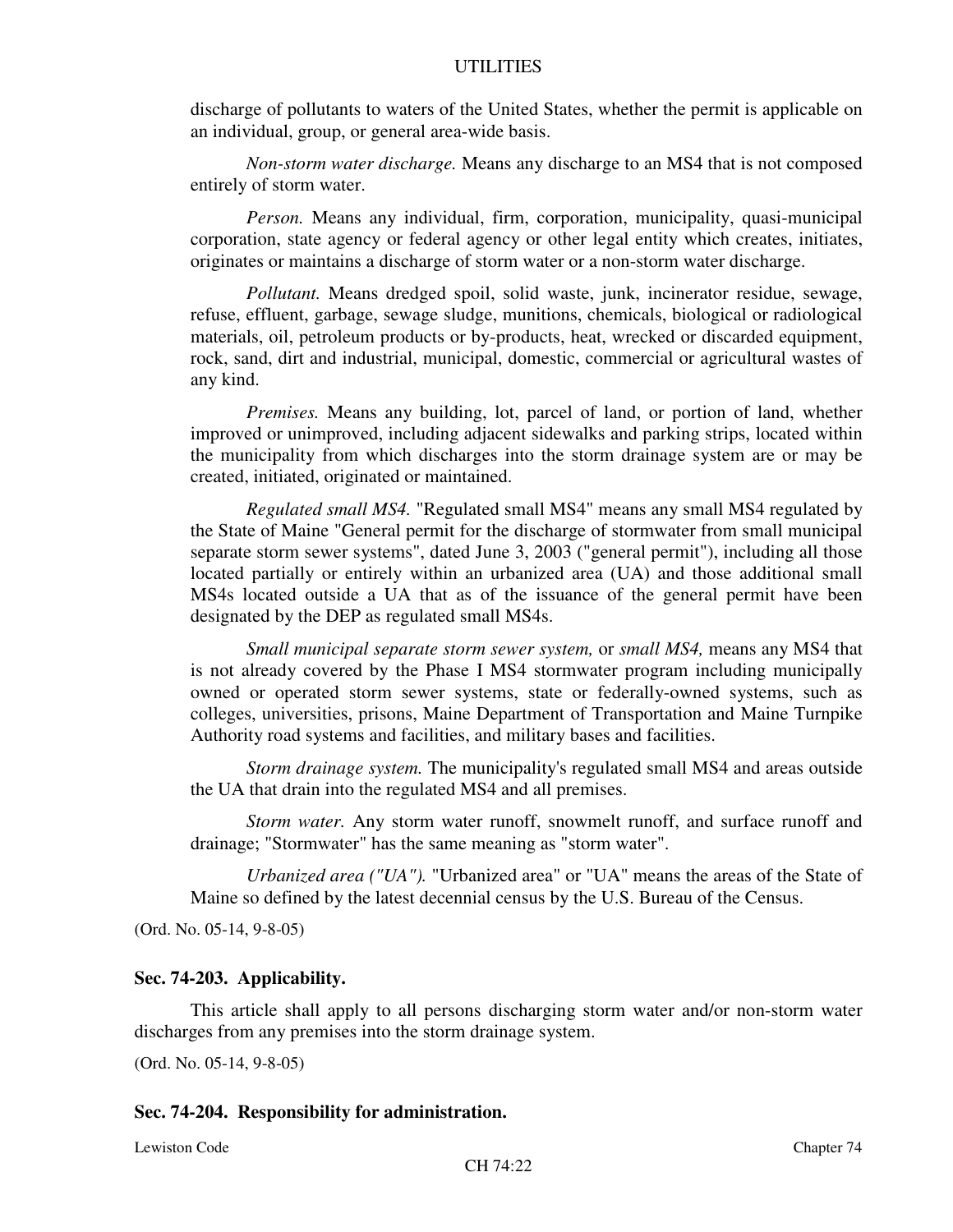discharge of pollutants to waters of the United States, whether the permit is applicable on an individual, group, or general area-wide basis.

*Non-storm water discharge.* Means any discharge to an MS4 that is not composed entirely of storm water.

*Person.* Means any individual, firm, corporation, municipality, quasi-municipal corporation, state agency or federal agency or other legal entity which creates, initiates, originates or maintains a discharge of storm water or a non-storm water discharge.

*Pollutant.* Means dredged spoil, solid waste, junk, incinerator residue, sewage, refuse, effluent, garbage, sewage sludge, munitions, chemicals, biological or radiological materials, oil, petroleum products or by-products, heat, wrecked or discarded equipment, rock, sand, dirt and industrial, municipal, domestic, commercial or agricultural wastes of any kind.

*Premises.* Means any building, lot, parcel of land, or portion of land, whether improved or unimproved, including adjacent sidewalks and parking strips, located within the municipality from which discharges into the storm drainage system are or may be created, initiated, originated or maintained.

*Regulated small MS4.* "Regulated small MS4" means any small MS4 regulated by the State of Maine "General permit for the discharge of stormwater from small municipal separate storm sewer systems", dated June 3, 2003 ("general permit"), including all those located partially or entirely within an urbanized area (UA) and those additional small MS4s located outside a UA that as of the issuance of the general permit have been designated by the DEP as regulated small MS4s.

*Small municipal separate storm sewer system,* or *small MS4,* means any MS4 that is not already covered by the Phase I MS4 stormwater program including municipally owned or operated storm sewer systems, state or federally-owned systems, such as colleges, universities, prisons, Maine Department of Transportation and Maine Turnpike Authority road systems and facilities, and military bases and facilities.

*Storm drainage system.* The municipality's regulated small MS4 and areas outside the UA that drain into the regulated MS4 and all premises.

*Storm water.* Any storm water runoff, snowmelt runoff, and surface runoff and drainage; "Stormwater" has the same meaning as "storm water".

*Urbanized area ("UA").* "Urbanized area" or "UA" means the areas of the State of Maine so defined by the latest decennial census by the U.S. Bureau of the Census.

(Ord. No. 05-14, 9-8-05)

### Sec. 74-203. Applicability.

This article shall apply to all persons discharging storm water and/or non-storm water discharges from any premises into the storm drainage system.

(Ord. No. 05-14, 9-8-05)

### Sec. 74-204. Responsibility for administration.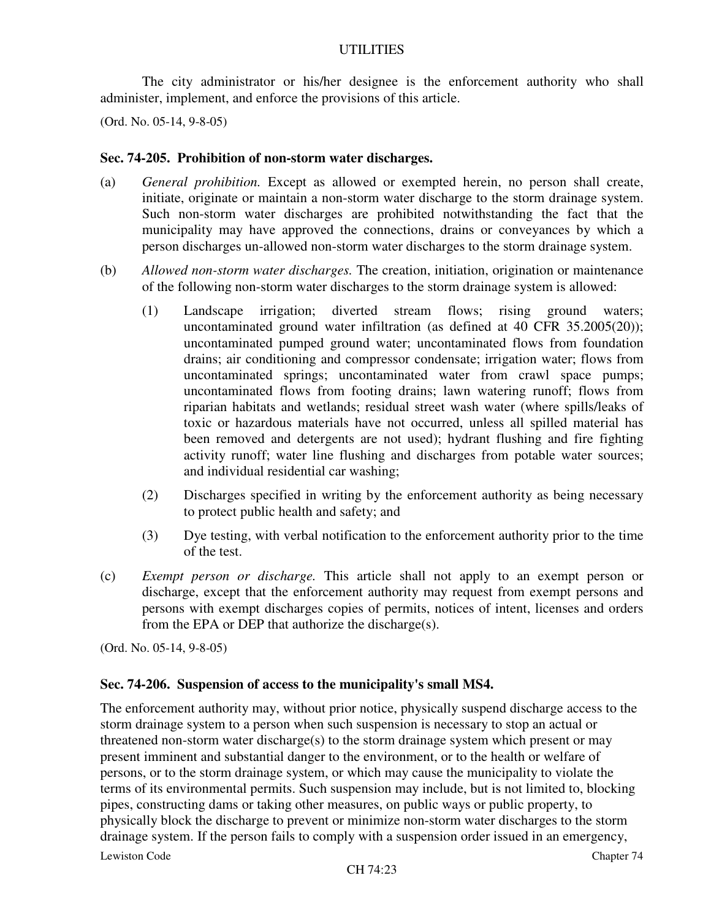The city administrator or his/her designee is the enforcement authority who shall administer, implement, and enforce the provisions of this article.

(Ord. No. 05-14, 9-8-05)

### Sec. 74-205. Prohibition of non-storm water discharges.

(a) *General prohibition.* Except as allowed or exempted herein, no person shall create, initiate, originate or maintain a non-storm water discharge to the storm drainage system. Such non-storm water discharges are prohibited notwithstanding the fact that the municipality may have approved the connections, drains or conveyances by which a person discharges un-allowed non-storm water discharges to the storm drainage system.

(b) *Allowed non-storm water discharges.* The creation, initiation, origination or maintenance of the following non-storm water discharges to the storm drainage system is allowed:

   (1) Landscape irrigation; diverted stream flows; rising ground waters; uncontaminated ground water infiltration (as defined at 40 CFR 35.2005(20)); uncontaminated pumped ground water; uncontaminated flows from foundation drains; air conditioning and compressor condensate; irrigation water; flows from uncontaminated springs; uncontaminated water from crawl space pumps; uncontaminated flows from footing drains; lawn watering runoff; flows from riparian habitats and wetlands; residual street wash water (where spills/leaks of toxic or hazardous materials have not occurred, unless all spilled material has been removed and detergents are not used); hydrant flushing and fire fighting activity runoff; water line flushing and discharges from potable water sources; and individual residential car washing;

   (2) Discharges specified in writing by the enforcement authority as being necessary to protect public health and safety; and

   (3) Dye testing, with verbal notification to the enforcement authority prior to the time of the test.

(c) *Exempt person or discharge.* This article shall not apply to an exempt person or discharge, except that the enforcement authority may request from exempt persons and persons with exempt discharges copies of permits, notices of intent, licenses and orders from the EPA or DEP that authorize the discharge(s).

(Ord. No. 05-14, 9-8-05)

### Sec. 74-206. Suspension of access to the municipality's small MS4.

The enforcement authority may, without prior notice, physically suspend discharge access to the storm drainage system to a person when such suspension is necessary to stop an actual or threatened non-storm water discharge(s) to the storm drainage system which present or may present imminent and substantial danger to the environment, or to the health or welfare of persons, or to the storm drainage system, or which may cause the municipality to violate the terms of its environmental permits. Such suspension may include, but is not limited to, blocking pipes, constructing dams or taking other measures, on public ways or public property, to physically block the discharge to prevent or minimize non-storm water discharges to the storm drainage system. If the person fails to comply with a suspension order issued in an emergency,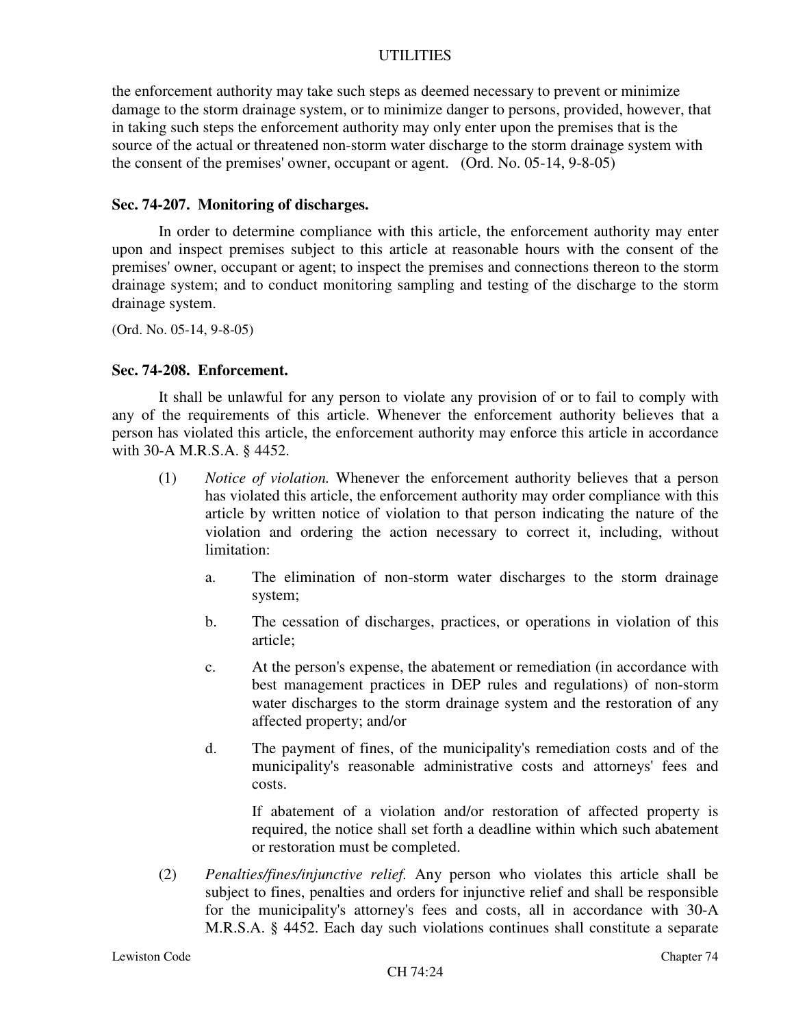the enforcement authority may take such steps as deemed necessary to prevent or minimize damage to the storm drainage system, or to minimize danger to persons, provided, however, that in taking such steps the enforcement authority may only enter upon the premises that is the source of the actual or threatened non-storm water discharge to the storm drainage system with the consent of the premises' owner, occupant or agent. (Ord. No. 05-14, 9-8-05)

### Sec. 74-207. Monitoring of discharges.

In order to determine compliance with this article, the enforcement authority may enter upon and inspect premises subject to this article at reasonable hours with the consent of the premises' owner, occupant or agent; to inspect the premises and connections thereon to the storm drainage system; and to conduct monitoring sampling and testing of the discharge to the storm drainage system.

(Ord. No. 05-14, 9-8-05)

### Sec. 74-208. Enforcement.

It shall be unlawful for any person to violate any provision of or to fail to comply with any of the requirements of this article. Whenever the enforcement authority believes that a person has violated this article, the enforcement authority may enforce this article in accordance with 30-A M.R.S.A. § 4452.

(1) *Notice of violation.* Whenever the enforcement authority believes that a person has violated this article, the enforcement authority may order compliance with this article by written notice of violation to that person indicating the nature of the violation and ordering the action necessary to correct it, including, without limitation:

   a. The elimination of non-storm water discharges to the storm drainage system;

   b. The cessation of discharges, practices, or operations in violation of this article;

   c. At the person's expense, the abatement or remediation (in accordance with best management practices in DEP rules and regulations) of non-storm water discharges to the storm drainage system and the restoration of any affected property; and/or

   d. The payment of fines, of the municipality's remediation costs and of the municipality's reasonable administrative costs and attorneys' fees and costs.

   If abatement of a violation and/or restoration of affected property is required, the notice shall set forth a deadline within which such abatement or restoration must be completed.

(2) *Penalties/fines/injunctive relief.* Any person who violates this article shall be subject to fines, penalties and orders for injunctive relief and shall be responsible for the municipality's attorney's fees and costs, all in accordance with 30-A M.R.S.A. § 4452. Each day such violations continues shall constitute a separate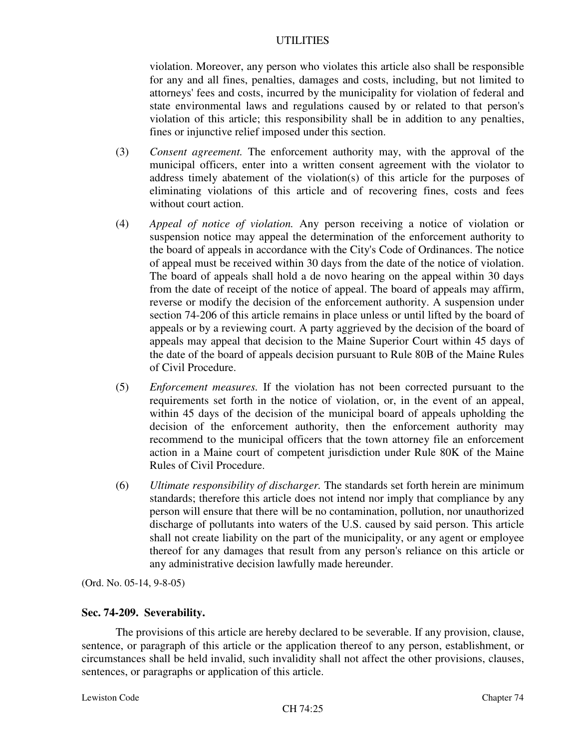violation. Moreover, any person who violates this article also shall be responsible for any and all fines, penalties, damages and costs, including, but not limited to attorneys' fees and costs, incurred by the municipality for violation of federal and state environmental laws and regulations caused by or related to that person's violation of this article; this responsibility shall be in addition to any penalties, fines or injunctive relief imposed under this section.

(3) *Consent agreement.* The enforcement authority may, with the approval of the municipal officers, enter into a written consent agreement with the violator to address timely abatement of the violation(s) of this article for the purposes of eliminating violations of this article and of recovering fines, costs and fees without court action.

(4) *Appeal of notice of violation.* Any person receiving a notice of violation or suspension notice may appeal the determination of the enforcement authority to the board of appeals in accordance with the City's Code of Ordinances. The notice of appeal must be received within 30 days from the date of the notice of violation. The board of appeals shall hold a de novo hearing on the appeal within 30 days from the date of receipt of the notice of appeal. The board of appeals may affirm, reverse or modify the decision of the enforcement authority. A suspension under section 74-206 of this article remains in place unless or until lifted by the board of appeals or by a reviewing court. A party aggrieved by the decision of the board of appeals may appeal that decision to the Maine Superior Court within 45 days of the date of the board of appeals decision pursuant to Rule 80B of the Maine Rules of Civil Procedure.

(5) *Enforcement measures.* If the violation has not been corrected pursuant to the requirements set forth in the notice of violation, or, in the event of an appeal, within 45 days of the decision of the municipal board of appeals upholding the decision of the enforcement authority, then the enforcement authority may recommend to the municipal officers that the town attorney file an enforcement action in a Maine court of competent jurisdiction under Rule 80K of the Maine Rules of Civil Procedure.

(6) *Ultimate responsibility of discharger.* The standards set forth herein are minimum standards; therefore this article does not intend nor imply that compliance by any person will ensure that there will be no contamination, pollution, nor unauthorized discharge of pollutants into waters of the U.S. caused by said person. This article shall not create liability on the part of the municipality, or any agent or employee thereof for any damages that result from any person's reliance on this article or any administrative decision lawfully made hereunder.

(Ord. No. 05-14, 9-8-05)

### Sec. 74-209. Severability.

The provisions of this article are hereby declared to be severable. If any provision, clause, sentence, or paragraph of this article or the application thereof to any person, establishment, or circumstances shall be held invalid, such invalidity shall not affect the other provisions, clauses, sentences, or paragraphs or application of this article.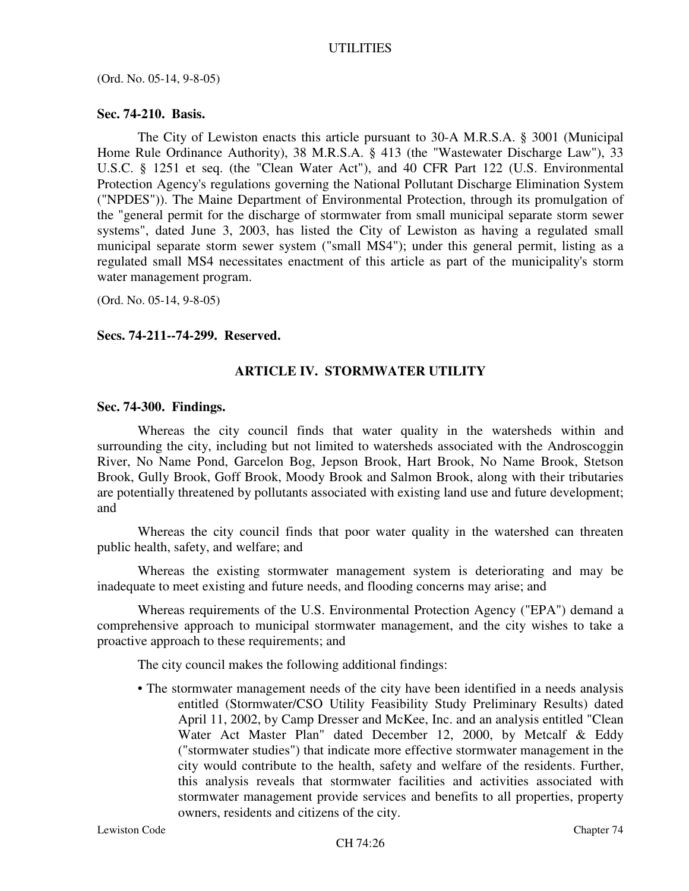(Ord. No. 05-14, 9-8-05)

**Sec. 74-210. Basis.**

The City of Lewiston enacts this article pursuant to 30-A M.R.S.A. § 3001 (Municipal Home Rule Ordinance Authority), 38 M.R.S.A. § 413 (the "Wastewater Discharge Law"), 33 U.S.C. § 1251 et seq. (the "Clean Water Act"), and 40 CFR Part 122 (U.S. Environmental Protection Agency's regulations governing the National Pollutant Discharge Elimination System ("NPDES")). The Maine Department of Environmental Protection, through its promulgation of the "general permit for the discharge of stormwater from small municipal separate storm sewer systems", dated June 3, 2003, has listed the City of Lewiston as having a regulated small municipal separate storm sewer system ("small MS4"); under this general permit, listing as a regulated small MS4 necessitates enactment of this article as part of the municipality's storm water management program.

(Ord. No. 05-14, 9-8-05)

**Secs. 74-211--74-299. Reserved.**

## ARTICLE IV. STORMWATER UTILITY

**Sec. 74-300. Findings.**

Whereas the city council finds that water quality in the watersheds within and surrounding the city, including but not limited to watersheds associated with the Androscoggin River, No Name Pond, Garcelon Bog, Jepson Brook, Hart Brook, No Name Brook, Stetson Brook, Gully Brook, Goff Brook, Moody Brook and Salmon Brook, along with their tributaries are potentially threatened by pollutants associated with existing land use and future development; and

Whereas the city council finds that poor water quality in the watershed can threaten public health, safety, and welfare; and

Whereas the existing stormwater management system is deteriorating and may be inadequate to meet existing and future needs, and flooding concerns may arise; and

Whereas requirements of the U.S. Environmental Protection Agency ("EPA") demand a comprehensive approach to municipal stormwater management, and the city wishes to take a proactive approach to these requirements; and

The city council makes the following additional findings:

- The stormwater management needs of the city have been identified in a needs analysis entitled (Stormwater/CSO Utility Feasibility Study Preliminary Results) dated April 11, 2002, by Camp Dresser and McKee, Inc. and an analysis entitled "Clean Water Act Master Plan" dated December 12, 2000, by Metcalf & Eddy ("stormwater studies") that indicate more effective stormwater management in the city would contribute to the health, safety and welfare of the residents. Further, this analysis reveals that stormwater facilities and activities associated with stormwater management provide services and benefits to all properties, property owners, residents and citizens of the city.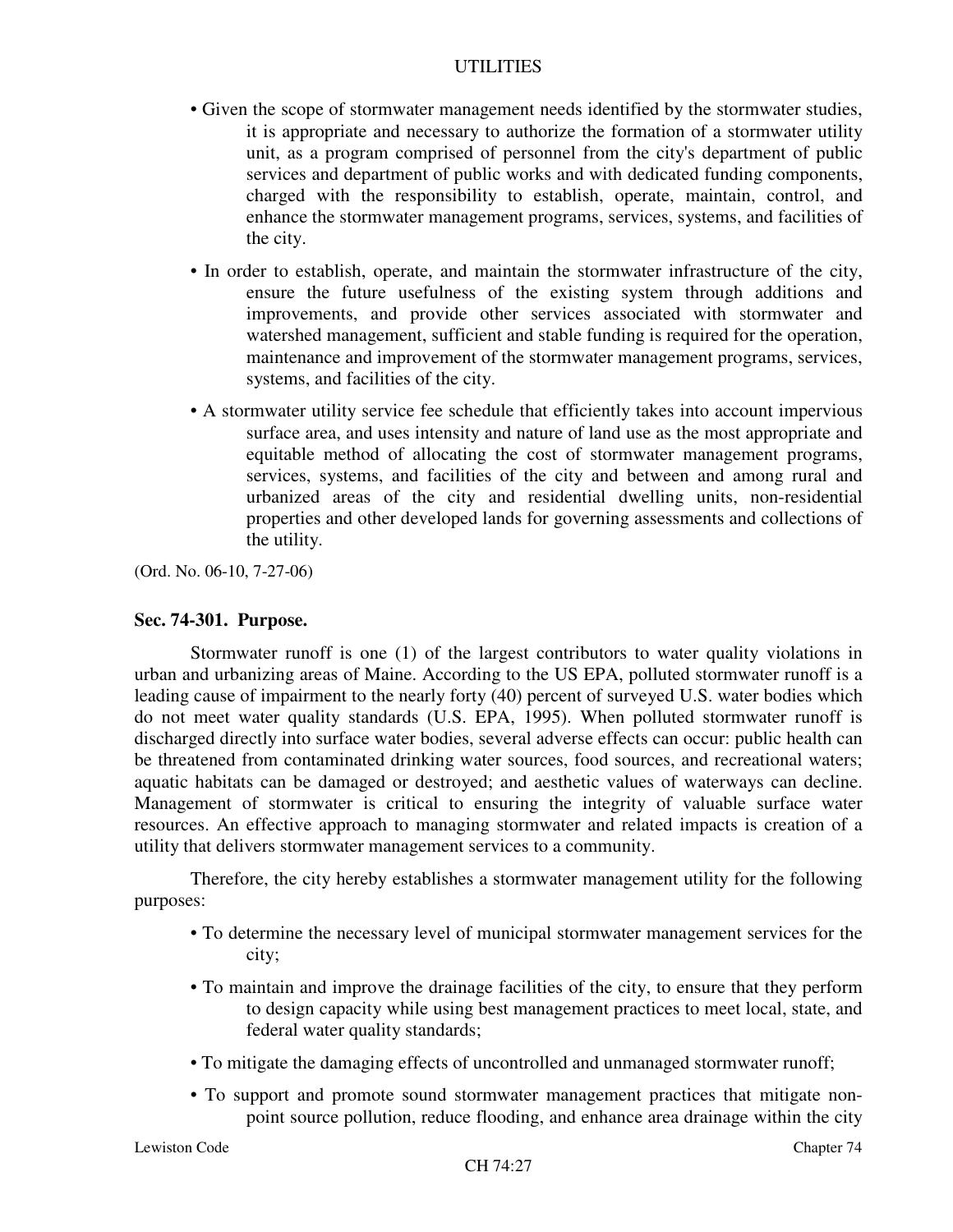- Given the scope of stormwater management needs identified by the stormwater studies, it is appropriate and necessary to authorize the formation of a stormwater utility unit, as a program comprised of personnel from the city's department of public services and department of public works and with dedicated funding components, charged with the responsibility to establish, operate, maintain, control, and enhance the stormwater management programs, services, systems, and facilities of the city.

- In order to establish, operate, and maintain the stormwater infrastructure of the city, ensure the future usefulness of the existing system through additions and improvements, and provide other services associated with stormwater and watershed management, sufficient and stable funding is required for the operation, maintenance and improvement of the stormwater management programs, services, systems, and facilities of the city.

- A stormwater utility service fee schedule that efficiently takes into account impervious surface area, and uses intensity and nature of land use as the most appropriate and equitable method of allocating the cost of stormwater management programs, services, systems, and facilities of the city and between and among rural and urbanized areas of the city and residential dwelling units, non-residential properties and other developed lands for governing assessments and collections of the utility.

(Ord. No. 06-10, 7-27-06)

**Sec. 74-301. Purpose.**

Stormwater runoff is one (1) of the largest contributors to water quality violations in urban and urbanizing areas of Maine. According to the US EPA, polluted stormwater runoff is a leading cause of impairment to the nearly forty (40) percent of surveyed U.S. water bodies which do not meet water quality standards (U.S. EPA, 1995). When polluted stormwater runoff is discharged directly into surface water bodies, several adverse effects can occur: public health can be threatened from contaminated drinking water sources, food sources, and recreational waters; aquatic habitats can be damaged or destroyed; and aesthetic values of waterways can decline. Management of stormwater is critical to ensuring the integrity of valuable surface water resources. An effective approach to managing stormwater and related impacts is creation of a utility that delivers stormwater management services to a community.

Therefore, the city hereby establishes a stormwater management utility for the following purposes:

- To determine the necessary level of municipal stormwater management services for the city;

- To maintain and improve the drainage facilities of the city, to ensure that they perform to design capacity while using best management practices to meet local, state, and federal water quality standards;

- To mitigate the damaging effects of uncontrolled and unmanaged stormwater runoff;

- To support and promote sound stormwater management practices that mitigate non-point source pollution, reduce flooding, and enhance area drainage within the city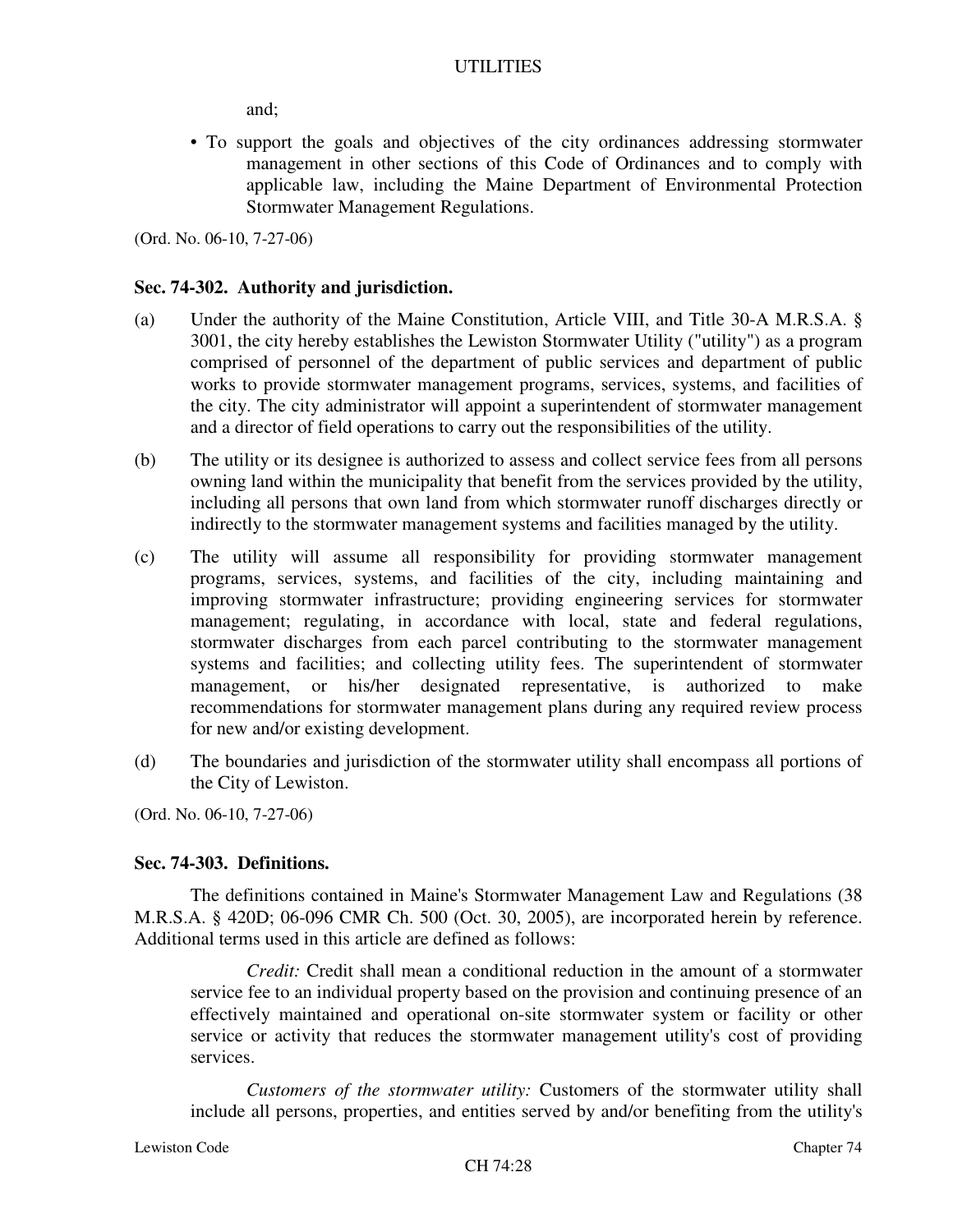and;

- To support the goals and objectives of the city ordinances addressing stormwater management in other sections of this Code of Ordinances and to comply with applicable law, including the Maine Department of Environmental Protection Stormwater Management Regulations.

(Ord. No. 06-10, 7-27-06)

### Sec. 74-302. Authority and jurisdiction.

(a) Under the authority of the Maine Constitution, Article VIII, and Title 30-A M.R.S.A. § 3001, the city hereby establishes the Lewiston Stormwater Utility ("utility") as a program comprised of personnel of the department of public services and department of public works to provide stormwater management programs, services, systems, and facilities of the city. The city administrator will appoint a superintendent of stormwater management and a director of field operations to carry out the responsibilities of the utility.

(b) The utility or its designee is authorized to assess and collect service fees from all persons owning land within the municipality that benefit from the services provided by the utility, including all persons that own land from which stormwater runoff discharges directly or indirectly to the stormwater management systems and facilities managed by the utility.

(c) The utility will assume all responsibility for providing stormwater management programs, services, systems, and facilities of the city, including maintaining and improving stormwater infrastructure; providing engineering services for stormwater management; regulating, in accordance with local, state and federal regulations, stormwater discharges from each parcel contributing to the stormwater management systems and facilities; and collecting utility fees. The superintendent of stormwater management, or his/her designated representative, is authorized to make recommendations for stormwater management plans during any required review process for new and/or existing development.

(d) The boundaries and jurisdiction of the stormwater utility shall encompass all portions of the City of Lewiston.

(Ord. No. 06-10, 7-27-06)

### Sec. 74-303. Definitions.

The definitions contained in Maine's Stormwater Management Law and Regulations (38 M.R.S.A. § 420D; 06-096 CMR Ch. 500 (Oct. 30, 2005), are incorporated herein by reference. Additional terms used in this article are defined as follows:

*Credit:* Credit shall mean a conditional reduction in the amount of a stormwater service fee to an individual property based on the provision and continuing presence of an effectively maintained and operational on-site stormwater system or facility or other service or activity that reduces the stormwater management utility's cost of providing services.

*Customers of the stormwater utility:* Customers of the stormwater utility shall include all persons, properties, and entities served by and/or benefiting from the utility's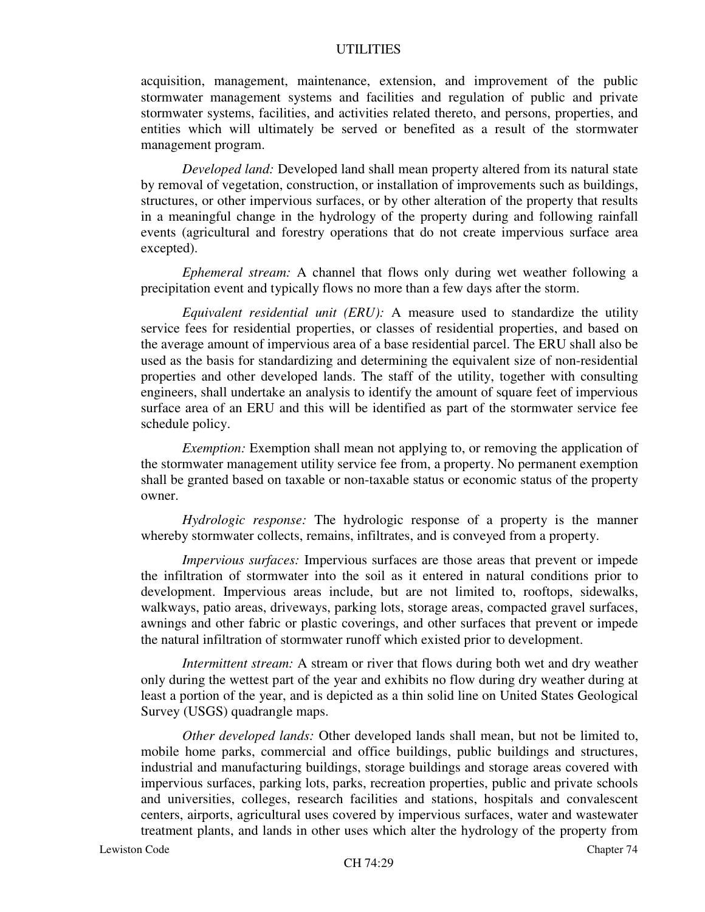acquisition, management, maintenance, extension, and improvement of the public stormwater management systems and facilities and regulation of public and private stormwater systems, facilities, and activities related thereto, and persons, properties, and entities which will ultimately be served or benefited as a result of the stormwater management program.

*Developed land:* Developed land shall mean property altered from its natural state by removal of vegetation, construction, or installation of improvements such as buildings, structures, or other impervious surfaces, or by other alteration of the property that results in a meaningful change in the hydrology of the property during and following rainfall events (agricultural and forestry operations that do not create impervious surface area excepted).

*Ephemeral stream:* A channel that flows only during wet weather following a precipitation event and typically flows no more than a few days after the storm.

*Equivalent residential unit (ERU):* A measure used to standardize the utility service fees for residential properties, or classes of residential properties, and based on the average amount of impervious area of a base residential parcel. The ERU shall also be used as the basis for standardizing and determining the equivalent size of non-residential properties and other developed lands. The staff of the utility, together with consulting engineers, shall undertake an analysis to identify the amount of square feet of impervious surface area of an ERU and this will be identified as part of the stormwater service fee schedule policy.

*Exemption:* Exemption shall mean not applying to, or removing the application of the stormwater management utility service fee from, a property. No permanent exemption shall be granted based on taxable or non-taxable status or economic status of the property owner.

*Hydrologic response:* The hydrologic response of a property is the manner whereby stormwater collects, remains, infiltrates, and is conveyed from a property.

*Impervious surfaces:* Impervious surfaces are those areas that prevent or impede the infiltration of stormwater into the soil as it entered in natural conditions prior to development. Impervious areas include, but are not limited to, rooftops, sidewalks, walkways, patio areas, driveways, parking lots, storage areas, compacted gravel surfaces, awnings and other fabric or plastic coverings, and other surfaces that prevent or impede the natural infiltration of stormwater runoff which existed prior to development.

*Intermittent stream:* A stream or river that flows during both wet and dry weather only during the wettest part of the year and exhibits no flow during dry weather during at least a portion of the year, and is depicted as a thin solid line on United States Geological Survey (USGS) quadrangle maps.

*Other developed lands:* Other developed lands shall mean, but not be limited to, mobile home parks, commercial and office buildings, public buildings and structures, industrial and manufacturing buildings, storage buildings and storage areas covered with impervious surfaces, parking lots, parks, recreation properties, public and private schools and universities, colleges, research facilities and stations, hospitals and convalescent centers, airports, agricultural uses covered by impervious surfaces, water and wastewater treatment plants, and lands in other uses which alter the hydrology of the property from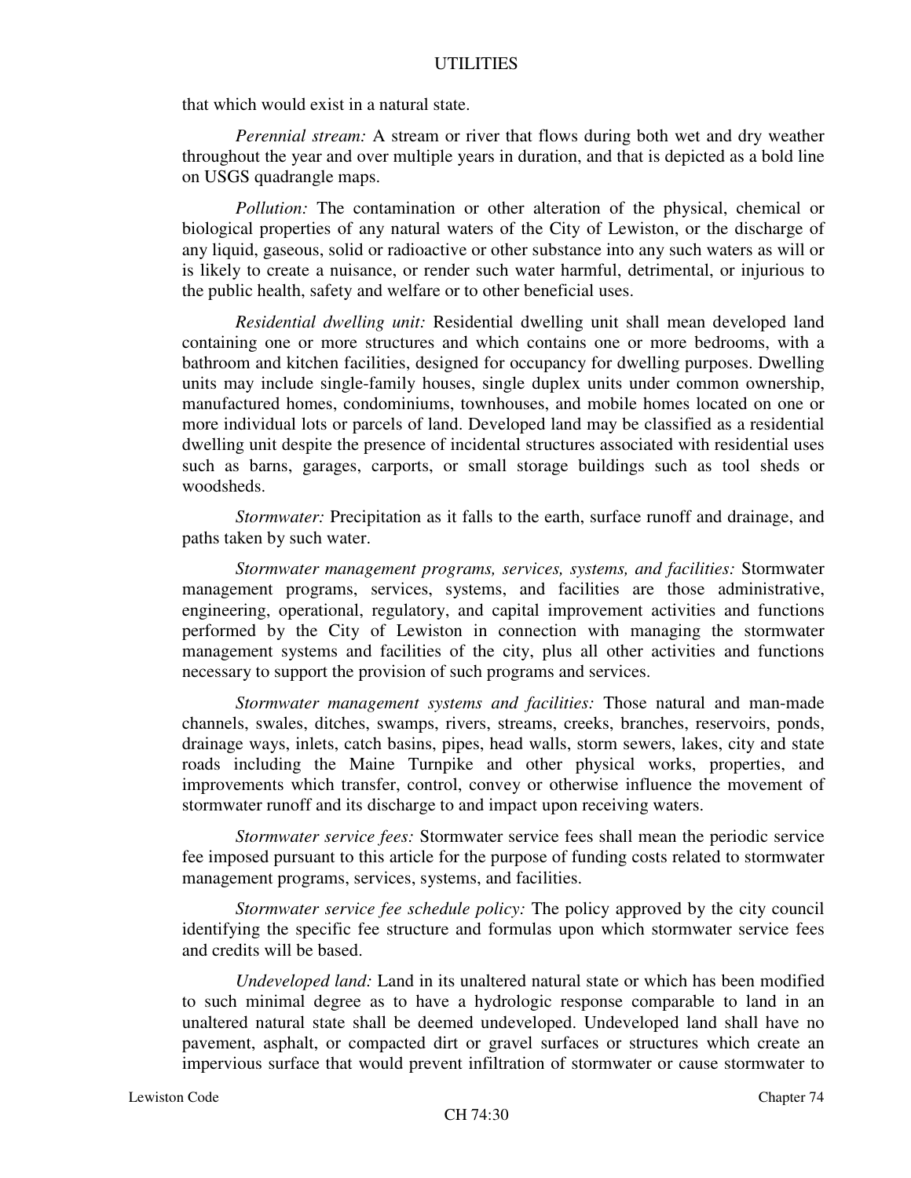that which would exist in a natural state.

*Perennial stream:* A stream or river that flows during both wet and dry weather throughout the year and over multiple years in duration, and that is depicted as a bold line on USGS quadrangle maps.

*Pollution:* The contamination or other alteration of the physical, chemical or biological properties of any natural waters of the City of Lewiston, or the discharge of any liquid, gaseous, solid or radioactive or other substance into any such waters as will or is likely to create a nuisance, or render such water harmful, detrimental, or injurious to the public health, safety and welfare or to other beneficial uses.

*Residential dwelling unit:* Residential dwelling unit shall mean developed land containing one or more structures and which contains one or more bedrooms, with a bathroom and kitchen facilities, designed for occupancy for dwelling purposes. Dwelling units may include single-family houses, single duplex units under common ownership, manufactured homes, condominiums, townhouses, and mobile homes located on one or more individual lots or parcels of land. Developed land may be classified as a residential dwelling unit despite the presence of incidental structures associated with residential uses such as barns, garages, carports, or small storage buildings such as tool sheds or woodsheds.

*Stormwater:* Precipitation as it falls to the earth, surface runoff and drainage, and paths taken by such water.

*Stormwater management programs, services, systems, and facilities:* Stormwater management programs, services, systems, and facilities are those administrative, engineering, operational, regulatory, and capital improvement activities and functions performed by the City of Lewiston in connection with managing the stormwater management systems and facilities of the city, plus all other activities and functions necessary to support the provision of such programs and services.

*Stormwater management systems and facilities:* Those natural and man-made channels, swales, ditches, swamps, rivers, streams, creeks, branches, reservoirs, ponds, drainage ways, inlets, catch basins, pipes, head walls, storm sewers, lakes, city and state roads including the Maine Turnpike and other physical works, properties, and improvements which transfer, control, convey or otherwise influence the movement of stormwater runoff and its discharge to and impact upon receiving waters.

*Stormwater service fees:* Stormwater service fees shall mean the periodic service fee imposed pursuant to this article for the purpose of funding costs related to stormwater management programs, services, systems, and facilities.

*Stormwater service fee schedule policy:* The policy approved by the city council identifying the specific fee structure and formulas upon which stormwater service fees and credits will be based.

*Undeveloped land:* Land in its unaltered natural state or which has been modified to such minimal degree as to have a hydrologic response comparable to land in an unaltered natural state shall be deemed undeveloped. Undeveloped land shall have no pavement, asphalt, or compacted dirt or gravel surfaces or structures which create an impervious surface that would prevent infiltration of stormwater or cause stormwater to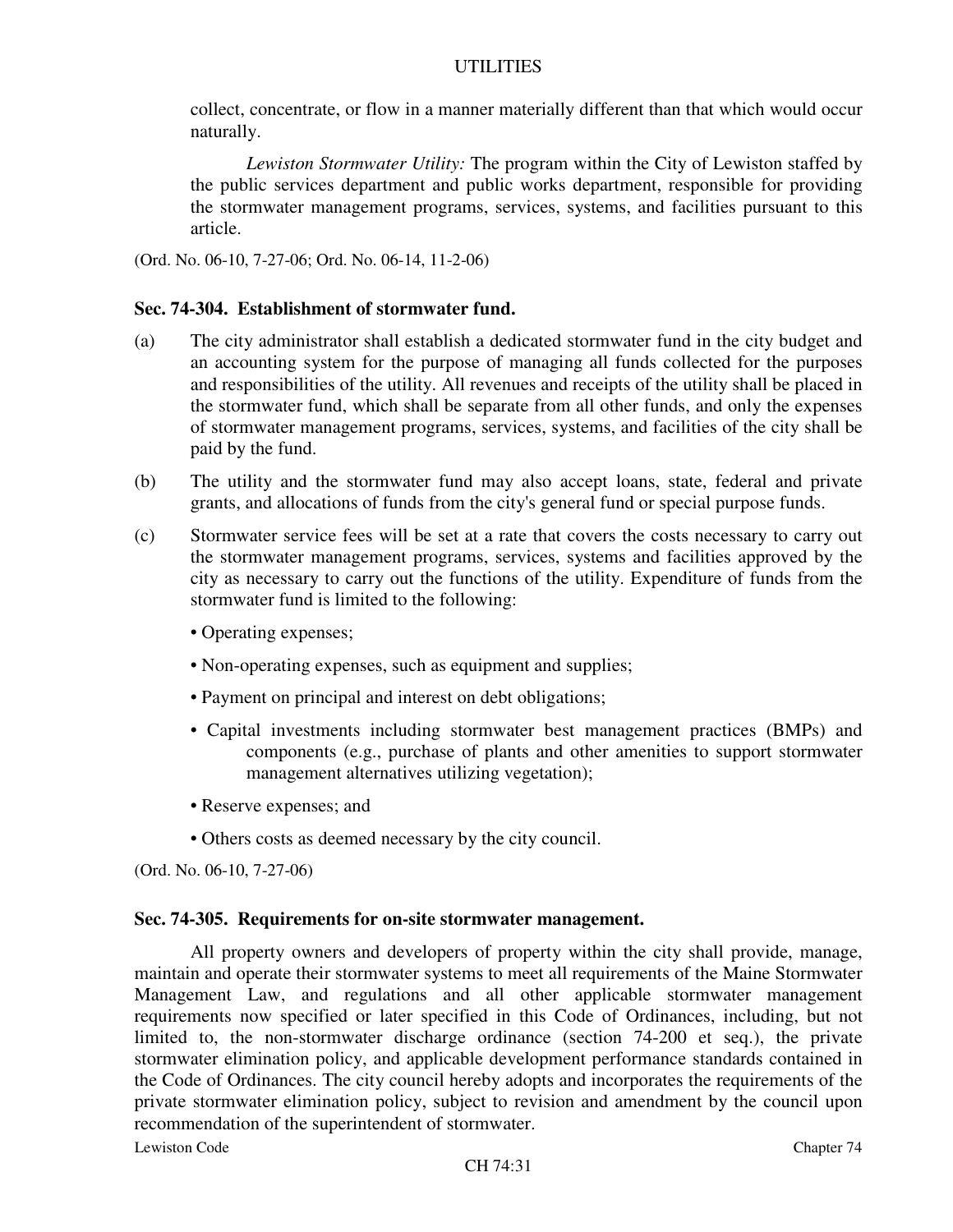collect, concentrate, or flow in a manner materially different than that which would occur naturally.

*Lewiston Stormwater Utility:* The program within the City of Lewiston staffed by the public services department and public works department, responsible for providing the stormwater management programs, services, systems, and facilities pursuant to this article.

(Ord. No. 06-10, 7-27-06; Ord. No. 06-14, 11-2-06)

**Sec. 74-304. Establishment of stormwater fund.**

(a) The city administrator shall establish a dedicated stormwater fund in the city budget and an accounting system for the purpose of managing all funds collected for the purposes and responsibilities of the utility. All revenues and receipts of the utility shall be placed in the stormwater fund, which shall be separate from all other funds, and only the expenses of stormwater management programs, services, systems, and facilities of the city shall be paid by the fund.

(b) The utility and the stormwater fund may also accept loans, state, federal and private grants, and allocations of funds from the city's general fund or special purpose funds.

(c) Stormwater service fees will be set at a rate that covers the costs necessary to carry out the stormwater management programs, services, systems and facilities approved by the city as necessary to carry out the functions of the utility. Expenditure of funds from the stormwater fund is limited to the following:

- Operating expenses;
- Non-operating expenses, such as equipment and supplies;
- Payment on principal and interest on debt obligations;
- Capital investments including stormwater best management practices (BMPs) and components (e.g., purchase of plants and other amenities to support stormwater management alternatives utilizing vegetation);
- Reserve expenses; and
- Others costs as deemed necessary by the city council.

(Ord. No. 06-10, 7-27-06)

**Sec. 74-305. Requirements for on-site stormwater management.**

All property owners and developers of property within the city shall provide, manage, maintain and operate their stormwater systems to meet all requirements of the Maine Stormwater Management Law, and regulations and all other applicable stormwater management requirements now specified or later specified in this Code of Ordinances, including, but not limited to, the non-stormwater discharge ordinance (section 74-200 et seq.), the private stormwater elimination policy, and applicable development performance standards contained in the Code of Ordinances. The city council hereby adopts and incorporates the requirements of the private stormwater elimination policy, subject to revision and amendment by the council upon recommendation of the superintendent of stormwater.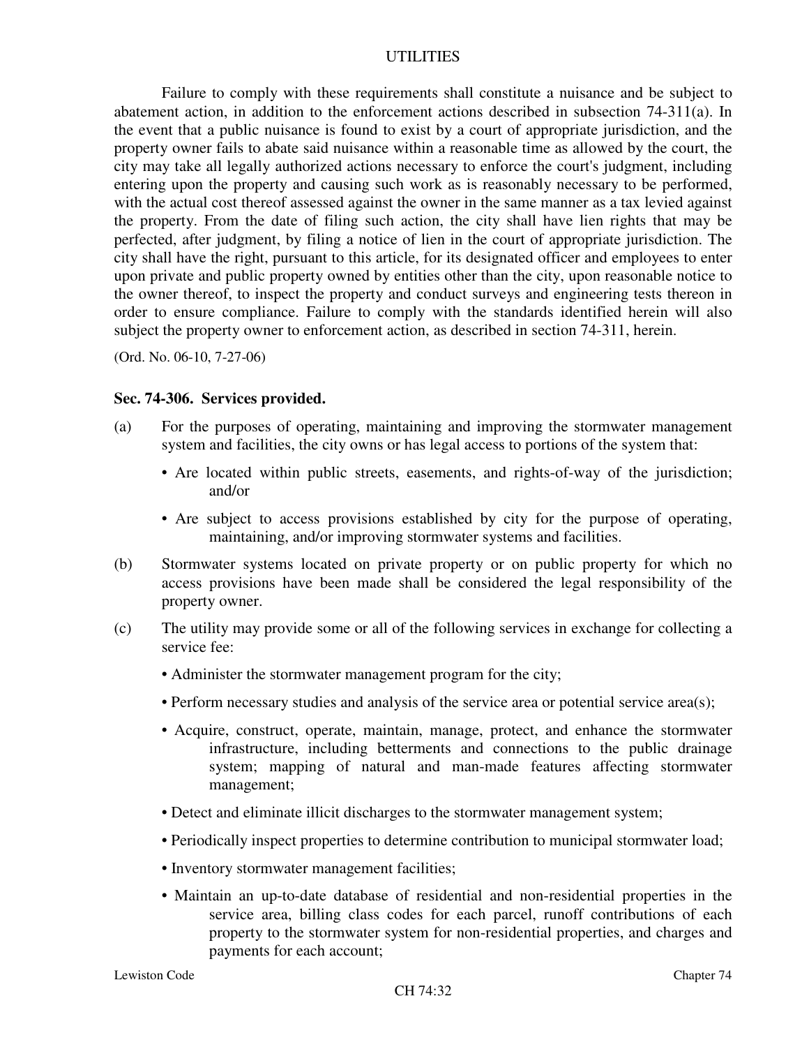Failure to comply with these requirements shall constitute a nuisance and be subject to abatement action, in addition to the enforcement actions described in subsection 74-311(a). In the event that a public nuisance is found to exist by a court of appropriate jurisdiction, and the property owner fails to abate said nuisance within a reasonable time as allowed by the court, the city may take all legally authorized actions necessary to enforce the court's judgment, including entering upon the property and causing such work as is reasonably necessary to be performed, with the actual cost thereof assessed against the owner in the same manner as a tax levied against the property. From the date of filing such action, the city shall have lien rights that may be perfected, after judgment, by filing a notice of lien in the court of appropriate jurisdiction. The city shall have the right, pursuant to this article, for its designated officer and employees to enter upon private and public property owned by entities other than the city, upon reasonable notice to the owner thereof, to inspect the property and conduct surveys and engineering tests thereon in order to ensure compliance. Failure to comply with the standards identified herein will also subject the property owner to enforcement action, as described in section 74-311, herein.

(Ord. No. 06-10, 7-27-06)

### Sec. 74-306. Services provided.

(a) For the purposes of operating, maintaining and improving the stormwater management system and facilities, the city owns or has legal access to portions of the system that:

- Are located within public streets, easements, and rights-of-way of the jurisdiction; and/or
- Are subject to access provisions established by city for the purpose of operating, maintaining, and/or improving stormwater systems and facilities.

(b) Stormwater systems located on private property or on public property for which no access provisions have been made shall be considered the legal responsibility of the property owner.

(c) The utility may provide some or all of the following services in exchange for collecting a service fee:

- Administer the stormwater management program for the city;
- Perform necessary studies and analysis of the service area or potential service area(s);
- Acquire, construct, operate, maintain, manage, protect, and enhance the stormwater infrastructure, including betterments and connections to the public drainage system; mapping of natural and man-made features affecting stormwater management;
- Detect and eliminate illicit discharges to the stormwater management system;
- Periodically inspect properties to determine contribution to municipal stormwater load;
- Inventory stormwater management facilities;
- Maintain an up-to-date database of residential and non-residential properties in the service area, billing class codes for each parcel, runoff contributions of each property to the stormwater system for non-residential properties, and charges and payments for each account;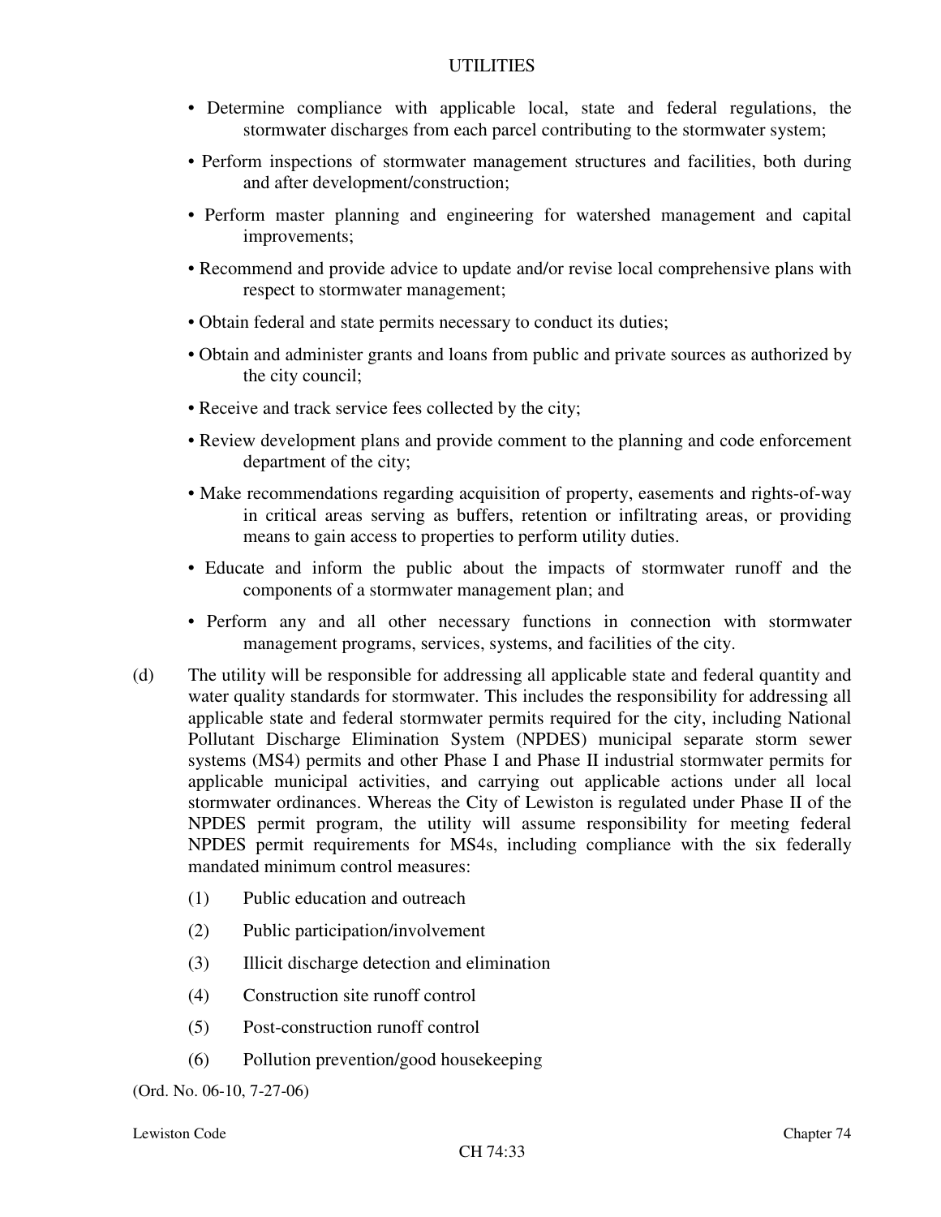- Determine compliance with applicable local, state and federal regulations, the stormwater discharges from each parcel contributing to the stormwater system;
- Perform inspections of stormwater management structures and facilities, both during and after development/construction;
- Perform master planning and engineering for watershed management and capital improvements;
- Recommend and provide advice to update and/or revise local comprehensive plans with respect to stormwater management;
- Obtain federal and state permits necessary to conduct its duties;
- Obtain and administer grants and loans from public and private sources as authorized by the city council;
- Receive and track service fees collected by the city;
- Review development plans and provide comment to the planning and code enforcement department of the city;
- Make recommendations regarding acquisition of property, easements and rights-of-way in critical areas serving as buffers, retention or infiltrating areas, or providing means to gain access to properties to perform utility duties.
- Educate and inform the public about the impacts of stormwater runoff and the components of a stormwater management plan; and
- Perform any and all other necessary functions in connection with stormwater management programs, services, systems, and facilities of the city.

(d) The utility will be responsible for addressing all applicable state and federal quantity and water quality standards for stormwater. This includes the responsibility for addressing all applicable state and federal stormwater permits required for the city, including National Pollutant Discharge Elimination System (NPDES) municipal separate storm sewer systems (MS4) permits and other Phase I and Phase II industrial stormwater permits for applicable municipal activities, and carrying out applicable actions under all local stormwater ordinances. Whereas the City of Lewiston is regulated under Phase II of the NPDES permit program, the utility will assume responsibility for meeting federal NPDES permit requirements for MS4s, including compliance with the six federally mandated minimum control measures:

(1) Public education and outreach

(2) Public participation/involvement

(3) Illicit discharge detection and elimination

(4) Construction site runoff control

(5) Post-construction runoff control

(6) Pollution prevention/good housekeeping

(Ord. No. 06-10, 7-27-06)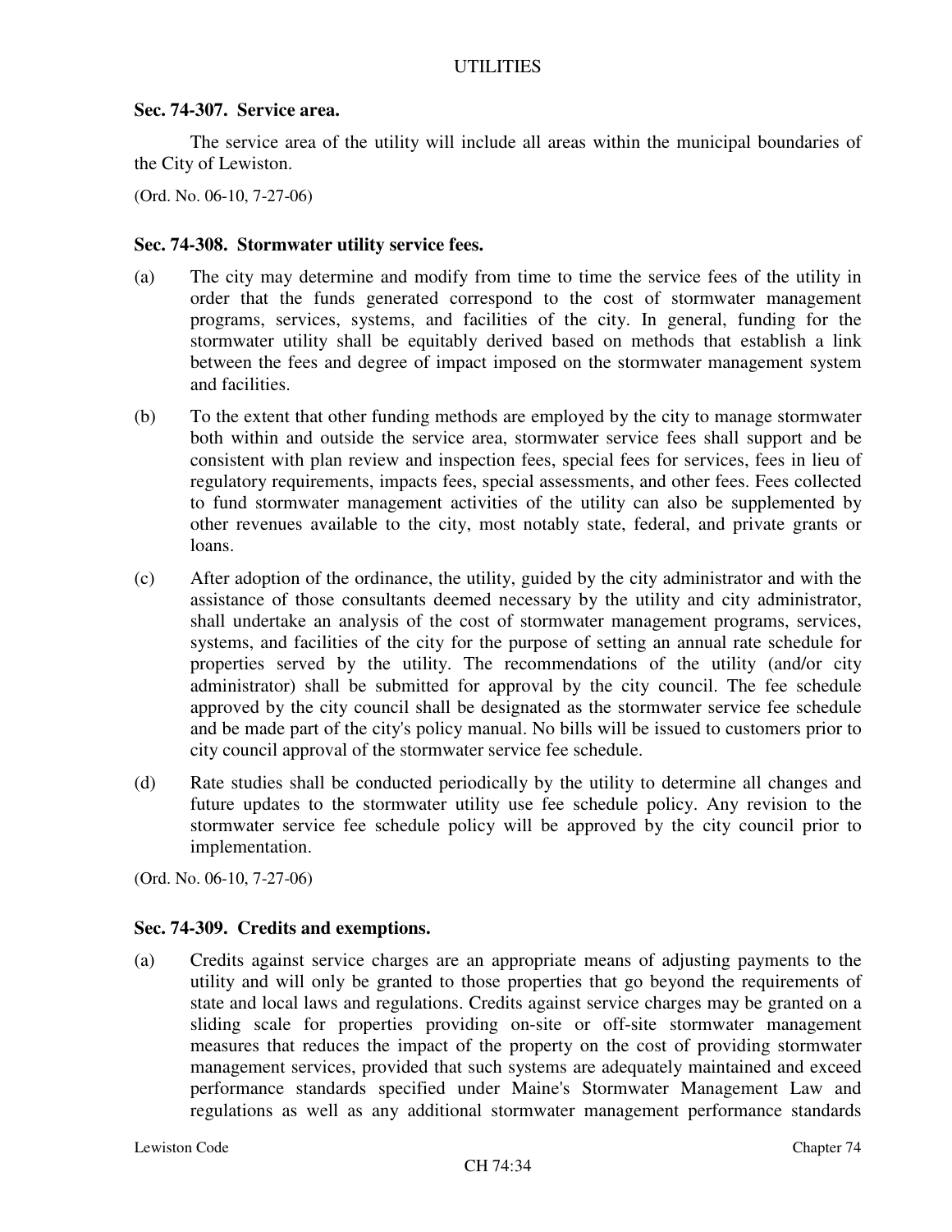### Sec. 74-307. Service area.

The service area of the utility will include all areas within the municipal boundaries of the City of Lewiston.

(Ord. No. 06-10, 7-27-06)

### Sec. 74-308. Stormwater utility service fees.

(a) The city may determine and modify from time to time the service fees of the utility in order that the funds generated correspond to the cost of stormwater management programs, services, systems, and facilities of the city. In general, funding for the stormwater utility shall be equitably derived based on methods that establish a link between the fees and degree of impact imposed on the stormwater management system and facilities.

(b) To the extent that other funding methods are employed by the city to manage stormwater both within and outside the service area, stormwater service fees shall support and be consistent with plan review and inspection fees, special fees for services, fees in lieu of regulatory requirements, impacts fees, special assessments, and other fees. Fees collected to fund stormwater management activities of the utility can also be supplemented by other revenues available to the city, most notably state, federal, and private grants or loans.

(c) After adoption of the ordinance, the utility, guided by the city administrator and with the assistance of those consultants deemed necessary by the utility and city administrator, shall undertake an analysis of the cost of stormwater management programs, services, systems, and facilities of the city for the purpose of setting an annual rate schedule for properties served by the utility. The recommendations of the utility (and/or city administrator) shall be submitted for approval by the city council. The fee schedule approved by the city council shall be designated as the stormwater service fee schedule and be made part of the city's policy manual. No bills will be issued to customers prior to city council approval of the stormwater service fee schedule.

(d) Rate studies shall be conducted periodically by the utility to determine all changes and future updates to the stormwater utility use fee schedule policy. Any revision to the stormwater service fee schedule policy will be approved by the city council prior to implementation.

(Ord. No. 06-10, 7-27-06)

### Sec. 74-309. Credits and exemptions.

(a) Credits against service charges are an appropriate means of adjusting payments to the utility and will only be granted to those properties that go beyond the requirements of state and local laws and regulations. Credits against service charges may be granted on a sliding scale for properties providing on-site or off-site stormwater management measures that reduces the impact of the property on the cost of providing stormwater management services, provided that such systems are adequately maintained and exceed performance standards specified under Maine's Stormwater Management Law and regulations as well as any additional stormwater management performance standards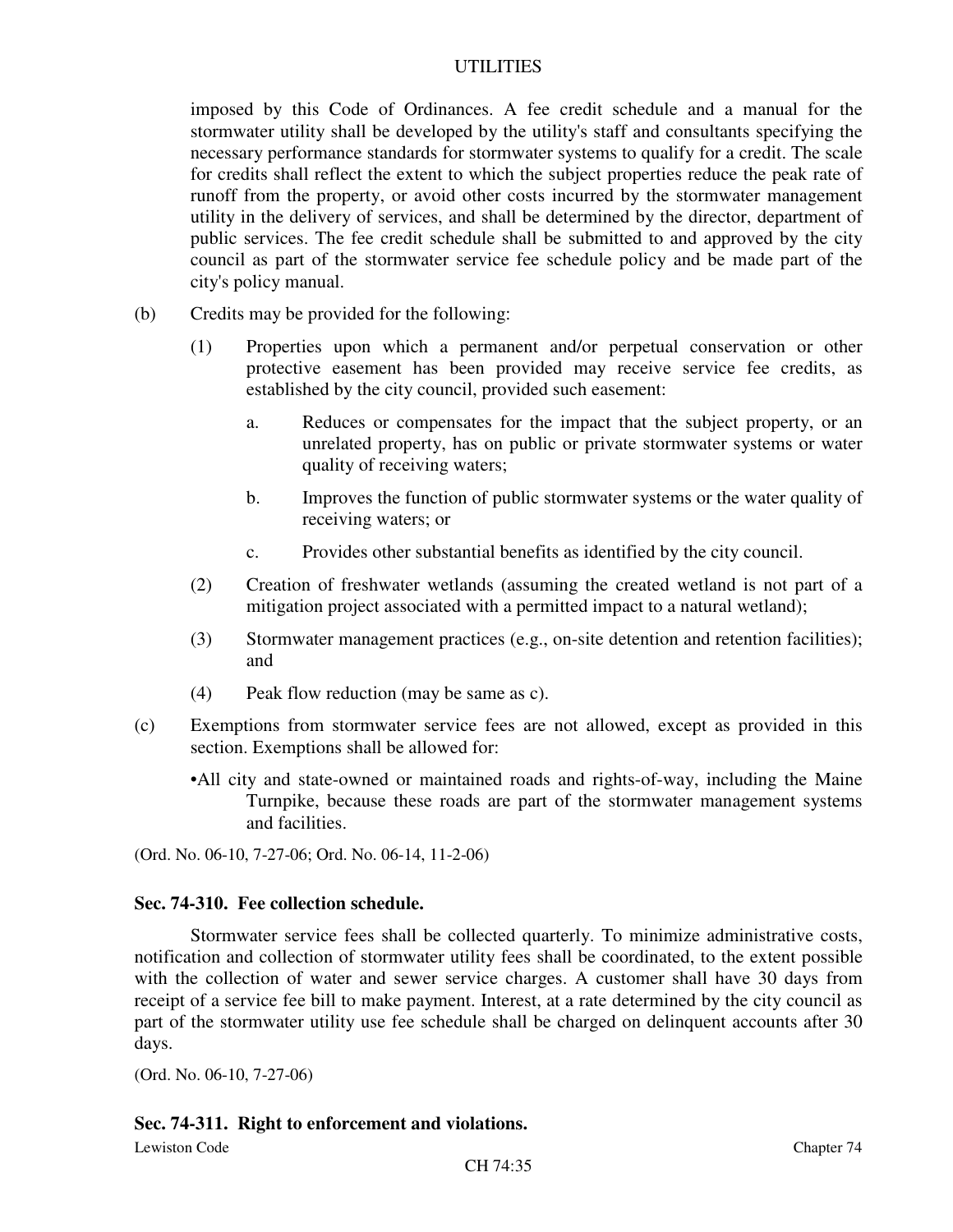imposed by this Code of Ordinances. A fee credit schedule and a manual for the stormwater utility shall be developed by the utility's staff and consultants specifying the necessary performance standards for stormwater systems to qualify for a credit. The scale for credits shall reflect the extent to which the subject properties reduce the peak rate of runoff from the property, or avoid other costs incurred by the stormwater management utility in the delivery of services, and shall be determined by the director, department of public services. The fee credit schedule shall be submitted to and approved by the city council as part of the stormwater service fee schedule policy and be made part of the city's policy manual.

(b) Credits may be provided for the following:

(1) Properties upon which a permanent and/or perpetual conservation or other protective easement has been provided may receive service fee credits, as established by the city council, provided such easement:

a. Reduces or compensates for the impact that the subject property, or an unrelated property, has on public or private stormwater systems or water quality of receiving waters;

b. Improves the function of public stormwater systems or the water quality of receiving waters; or

c. Provides other substantial benefits as identified by the city council.

(2) Creation of freshwater wetlands (assuming the created wetland is not part of a mitigation project associated with a permitted impact to a natural wetland);

(3) Stormwater management practices (e.g., on-site detention and retention facilities); and

(4) Peak flow reduction (may be same as c).

(c) Exemptions from stormwater service fees are not allowed, except as provided in this section. Exemptions shall be allowed for:

•All city and state-owned or maintained roads and rights-of-way, including the Maine Turnpike, because these roads are part of the stormwater management systems and facilities.

(Ord. No. 06-10, 7-27-06; Ord. No. 06-14, 11-2-06)

### Sec. 74-310. Fee collection schedule.

Stormwater service fees shall be collected quarterly. To minimize administrative costs, notification and collection of stormwater utility fees shall be coordinated, to the extent possible with the collection of water and sewer service charges. A customer shall have 30 days from receipt of a service fee bill to make payment. Interest, at a rate determined by the city council as part of the stormwater utility use fee schedule shall be charged on delinquent accounts after 30 days.

(Ord. No. 06-10, 7-27-06)

### Sec. 74-311. Right to enforcement and violations.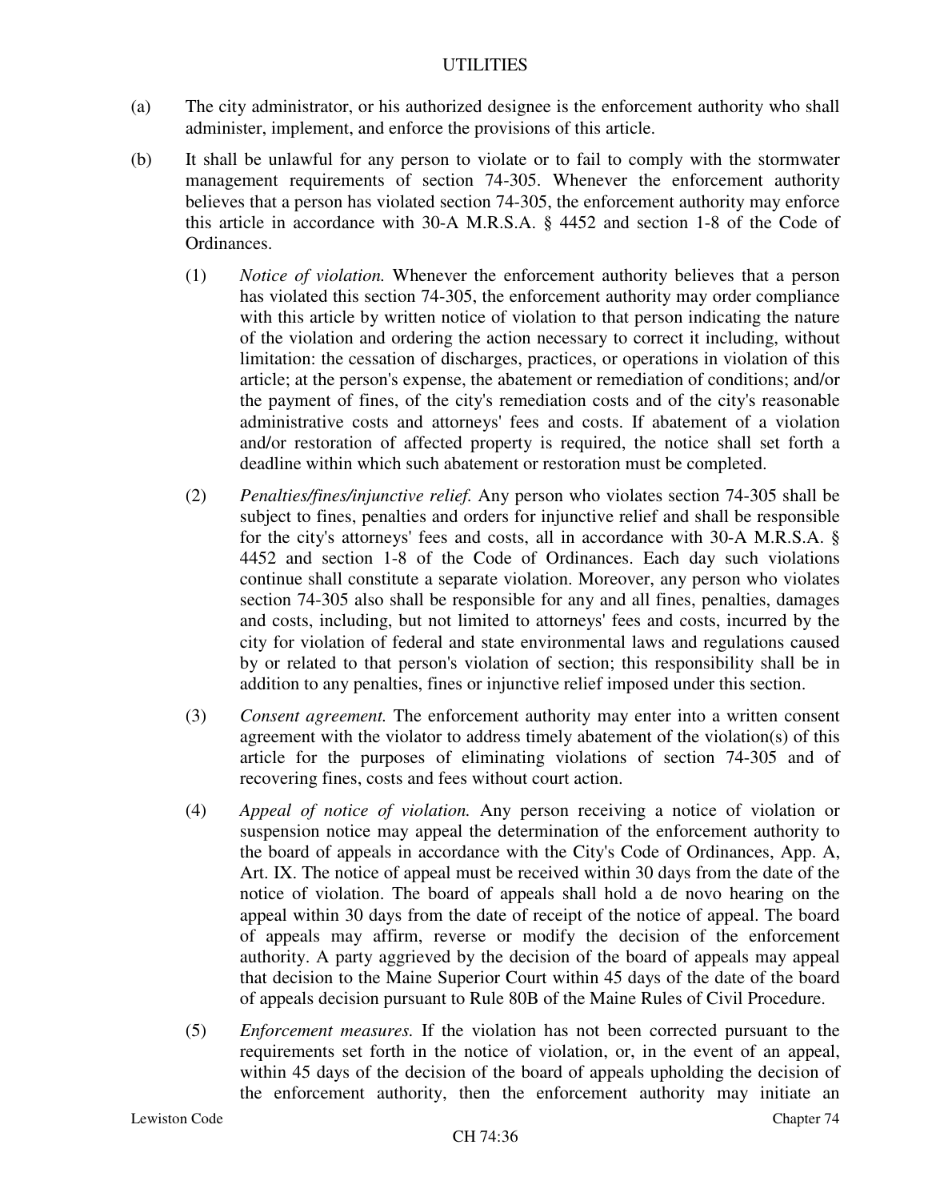(a) The city administrator, or his authorized designee is the enforcement authority who shall administer, implement, and enforce the provisions of this article.

(b) It shall be unlawful for any person to violate or to fail to comply with the stormwater management requirements of section 74-305. Whenever the enforcement authority believes that a person has violated section 74-305, the enforcement authority may enforce this article in accordance with 30-A M.R.S.A. § 4452 and section 1-8 of the Code of Ordinances.

(1) *Notice of violation.* Whenever the enforcement authority believes that a person has violated this section 74-305, the enforcement authority may order compliance with this article by written notice of violation to that person indicating the nature of the violation and ordering the action necessary to correct it including, without limitation: the cessation of discharges, practices, or operations in violation of this article; at the person's expense, the abatement or remediation of conditions; and/or the payment of fines, of the city's remediation costs and of the city's reasonable administrative costs and attorneys' fees and costs. If abatement of a violation and/or restoration of affected property is required, the notice shall set forth a deadline within which such abatement or restoration must be completed.

(2) *Penalties/fines/injunctive relief.* Any person who violates section 74-305 shall be subject to fines, penalties and orders for injunctive relief and shall be responsible for the city's attorneys' fees and costs, all in accordance with 30-A M.R.S.A. § 4452 and section 1-8 of the Code of Ordinances. Each day such violations continue shall constitute a separate violation. Moreover, any person who violates section 74-305 also shall be responsible for any and all fines, penalties, damages and costs, including, but not limited to attorneys' fees and costs, incurred by the city for violation of federal and state environmental laws and regulations caused by or related to that person's violation of section; this responsibility shall be in addition to any penalties, fines or injunctive relief imposed under this section.

(3) *Consent agreement.* The enforcement authority may enter into a written consent agreement with the violator to address timely abatement of the violation(s) of this article for the purposes of eliminating violations of section 74-305 and of recovering fines, costs and fees without court action.

(4) *Appeal of notice of violation.* Any person receiving a notice of violation or suspension notice may appeal the determination of the enforcement authority to the board of appeals in accordance with the City's Code of Ordinances, App. A, Art. IX. The notice of appeal must be received within 30 days from the date of the notice of violation. The board of appeals shall hold a de novo hearing on the appeal within 30 days from the date of receipt of the notice of appeal. The board of appeals may affirm, reverse or modify the decision of the enforcement authority. A party aggrieved by the decision of the board of appeals may appeal that decision to the Maine Superior Court within 45 days of the date of the board of appeals decision pursuant to Rule 80B of the Maine Rules of Civil Procedure.

(5) *Enforcement measures.* If the violation has not been corrected pursuant to the requirements set forth in the notice of violation, or, in the event of an appeal, within 45 days of the decision of the board of appeals upholding the decision of the enforcement authority, then the enforcement authority may initiate an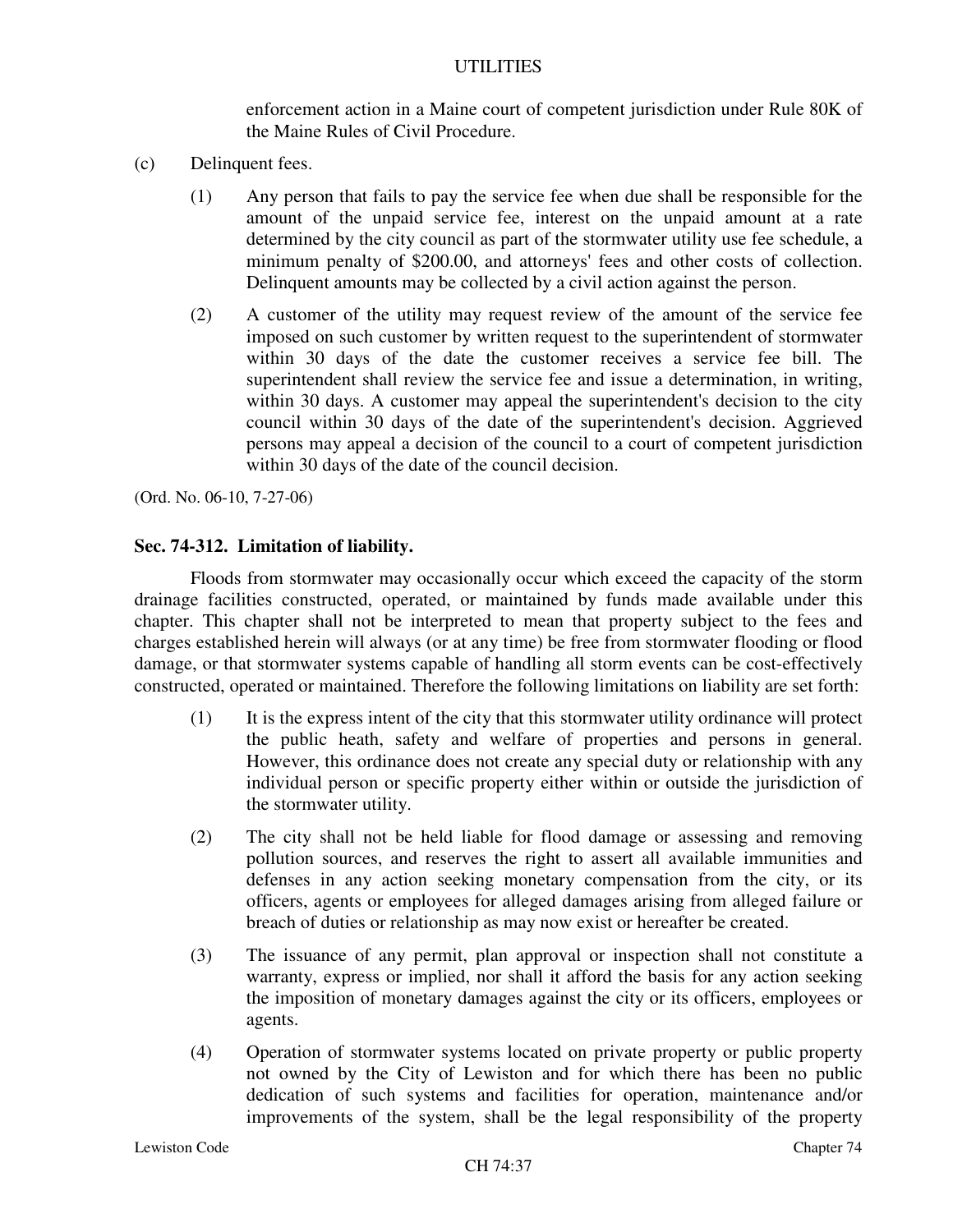enforcement action in a Maine court of competent jurisdiction under Rule 80K of the Maine Rules of Civil Procedure.

(c) Delinquent fees.

(1) Any person that fails to pay the service fee when due shall be responsible for the amount of the unpaid service fee, interest on the unpaid amount at a rate determined by the city council as part of the stormwater utility use fee schedule, a minimum penalty of $200.00, and attorneys' fees and other costs of collection. Delinquent amounts may be collected by a civil action against the person.

(2) A customer of the utility may request review of the amount of the service fee imposed on such customer by written request to the superintendent of stormwater within 30 days of the date the customer receives a service fee bill. The superintendent shall review the service fee and issue a determination, in writing, within 30 days. A customer may appeal the superintendent's decision to the city council within 30 days of the date of the superintendent's decision. Aggrieved persons may appeal a decision of the council to a court of competent jurisdiction within 30 days of the date of the council decision.

(Ord. No. 06-10, 7-27-06)

**Sec. 74-312. Limitation of liability.**

Floods from stormwater may occasionally occur which exceed the capacity of the storm drainage facilities constructed, operated, or maintained by funds made available under this chapter. This chapter shall not be interpreted to mean that property subject to the fees and charges established herein will always (or at any time) be free from stormwater flooding or flood damage, or that stormwater systems capable of handling all storm events can be cost-effectively constructed, operated or maintained. Therefore the following limitations on liability are set forth:

(1) It is the express intent of the city that this stormwater utility ordinance will protect the public heath, safety and welfare of properties and persons in general. However, this ordinance does not create any special duty or relationship with any individual person or specific property either within or outside the jurisdiction of the stormwater utility.

(2) The city shall not be held liable for flood damage or assessing and removing pollution sources, and reserves the right to assert all available immunities and defenses in any action seeking monetary compensation from the city, or its officers, agents or employees for alleged damages arising from alleged failure or breach of duties or relationship as may now exist or hereafter be created.

(3) The issuance of any permit, plan approval or inspection shall not constitute a warranty, express or implied, nor shall it afford the basis for any action seeking the imposition of monetary damages against the city or its officers, employees or agents.

(4) Operation of stormwater systems located on private property or public property not owned by the City of Lewiston and for which there has been no public dedication of such systems and facilities for operation, maintenance and/or improvements of the system, shall be the legal responsibility of the property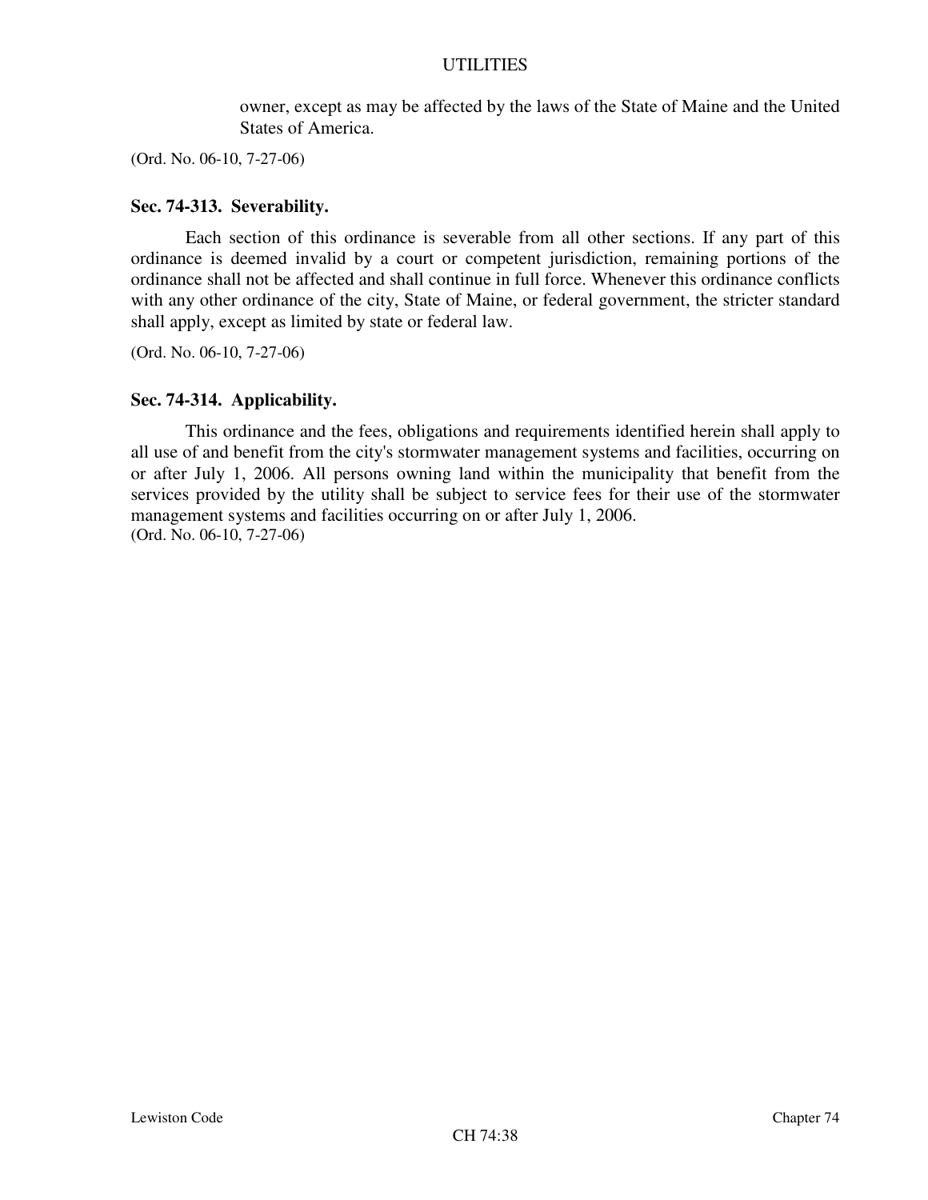owner, except as may be affected by the laws of the State of Maine and the United States of America.

(Ord. No. 06-10, 7-27-06)

### Sec. 74-313. Severability.

Each section of this ordinance is severable from all other sections. If any part of this ordinance is deemed invalid by a court or competent jurisdiction, remaining portions of the ordinance shall not be affected and shall continue in full force. Whenever this ordinance conflicts with any other ordinance of the city, State of Maine, or federal government, the stricter standard shall apply, except as limited by state or federal law.

(Ord. No. 06-10, 7-27-06)

### Sec. 74-314. Applicability.

This ordinance and the fees, obligations and requirements identified herein shall apply to all use of and benefit from the city's stormwater management systems and facilities, occurring on or after July 1, 2006. All persons owning land within the municipality that benefit from the services provided by the utility shall be subject to service fees for their use of the stormwater management systems and facilities occurring on or after July 1, 2006.

(Ord. No. 06-10, 7-27-06)